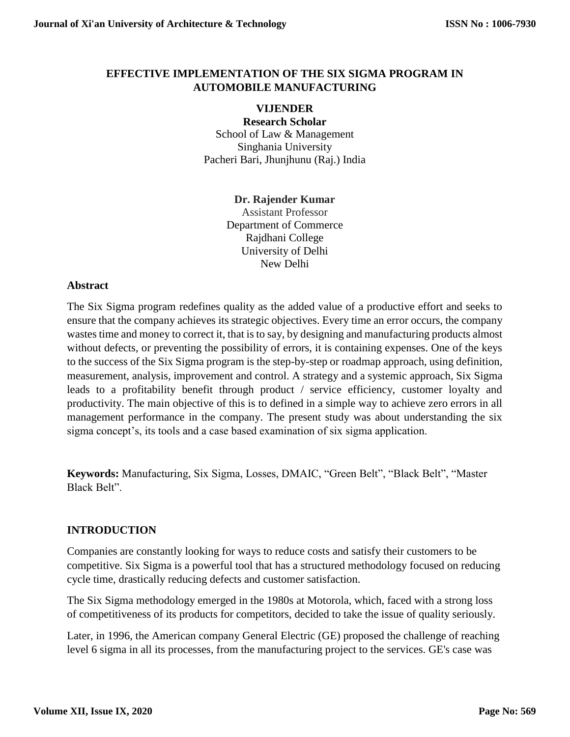# EFFECTIVE IMPLEMENTATION OF THE SIX SIGMA PROGRAM IN AUTOMOBILE MANUFACTURING

**VIJENDER**
**Research Scholar**
School of Law & Management
Singhania University
Pacheri Bari, Jhunjhunu (Raj.) India

**Dr. Rajender Kumar**
Assistant Professor
Department of Commerce
Rajdhani College
University of Delhi
New Delhi

## Abstract

The Six Sigma program redefines quality as the added value of a productive effort and seeks to ensure that the company achieves its strategic objectives. Every time an error occurs, the company wastes time and money to correct it, that is to say, by designing and manufacturing products almost without defects, or preventing the possibility of errors, it is containing expenses. One of the keys to the success of the Six Sigma program is the step-by-step or roadmap approach, using definition, measurement, analysis, improvement and control. A strategy and a systemic approach, Six Sigma leads to a profitability benefit through product / service efficiency, customer loyalty and productivity. The main objective of this is to defined in a simple way to achieve zero errors in all management performance in the company. The present study was about understanding the six sigma concept's, its tools and a case based examination of six sigma application.

**Keywords:** Manufacturing, Six Sigma, Losses, DMAIC, "Green Belt", "Black Belt", "Master Black Belt".

## INTRODUCTION

Companies are constantly looking for ways to reduce costs and satisfy their customers to be competitive. Six Sigma is a powerful tool that has a structured methodology focused on reducing cycle time, drastically reducing defects and customer satisfaction.

The Six Sigma methodology emerged in the 1980s at Motorola, which, faced with a strong loss of competitiveness of its products for competitors, decided to take the issue of quality seriously.

Later, in 1996, the American company General Electric (GE) proposed the challenge of reaching level 6 sigma in all its processes, from the manufacturing project to the services. GE's case was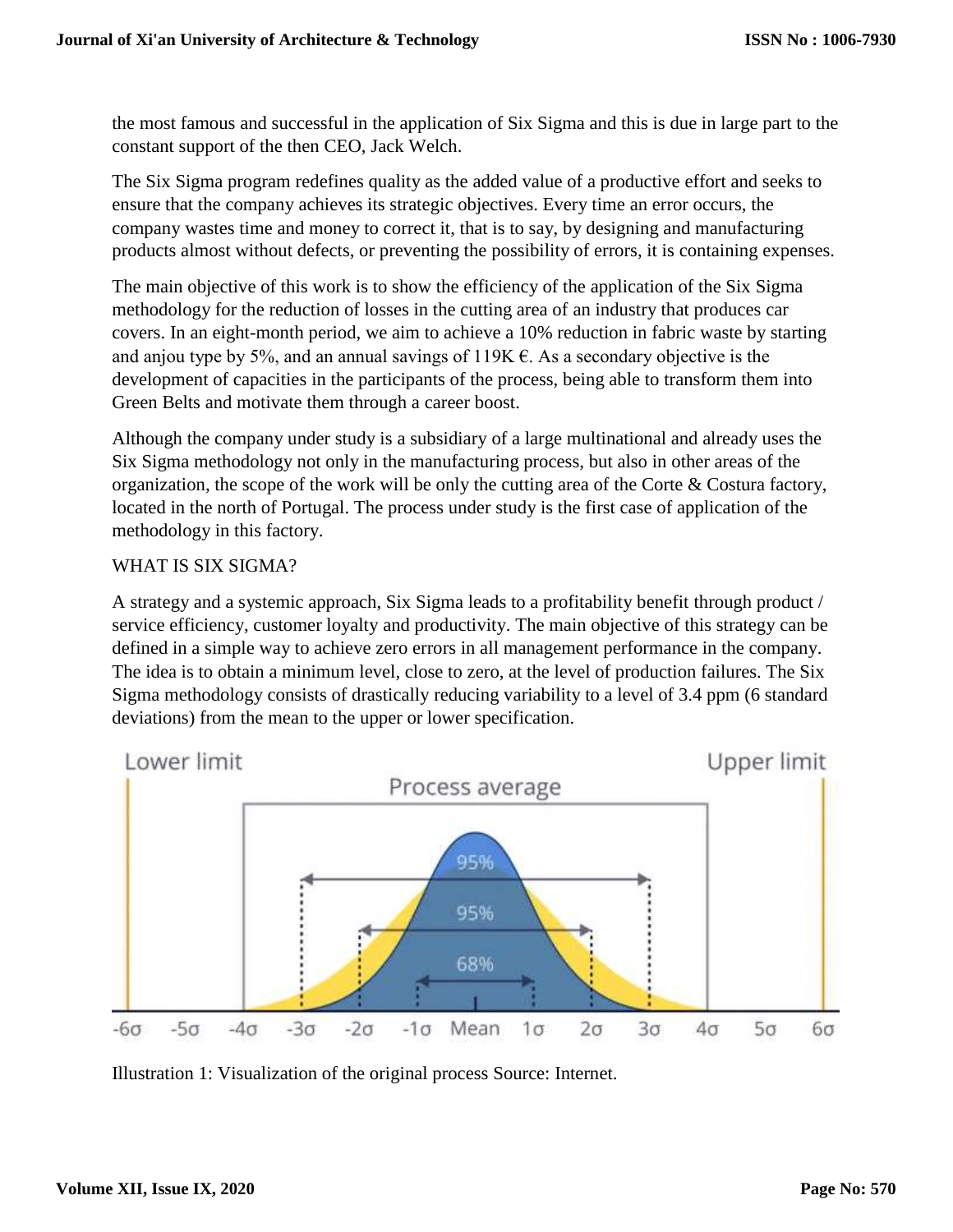the most famous and successful in the application of Six Sigma and this is due in large part to the constant support of the then CEO, Jack Welch.

The Six Sigma program redefines quality as the added value of a productive effort and seeks to ensure that the company achieves its strategic objectives. Every time an error occurs, the company wastes time and money to correct it, that is to say, by designing and manufacturing products almost without defects, or preventing the possibility of errors, it is containing expenses.

The main objective of this work is to show the efficiency of the application of the Six Sigma methodology for the reduction of losses in the cutting area of an industry that produces car covers. In an eight-month period, we aim to achieve a 10% reduction in fabric waste by starting and anjou type by 5%, and an annual savings of 119K €. As a secondary objective is the development of capacities in the participants of the process, being able to transform them into Green Belts and motivate them through a career boost.

Although the company under study is a subsidiary of a large multinational and already uses the Six Sigma methodology not only in the manufacturing process, but also in other areas of the organization, the scope of the work will be only the cutting area of the Corte & Costura factory, located in the north of Portugal. The process under study is the first case of application of the methodology in this factory.

## WHAT IS SIX SIGMA?

A strategy and a systemic approach, Six Sigma leads to a profitability benefit through product / service efficiency, customer loyalty and productivity. The main objective of this strategy can be defined in a simple way to achieve zero errors in all management performance in the company. The idea is to obtain a minimum level, close to zero, at the level of production failures. The Six Sigma methodology consists of drastically reducing variability to a level of 3.4 ppm (6 standard deviations) from the mean to the upper or lower specification.

Illustration 1: Visualization of the original process Source: Internet.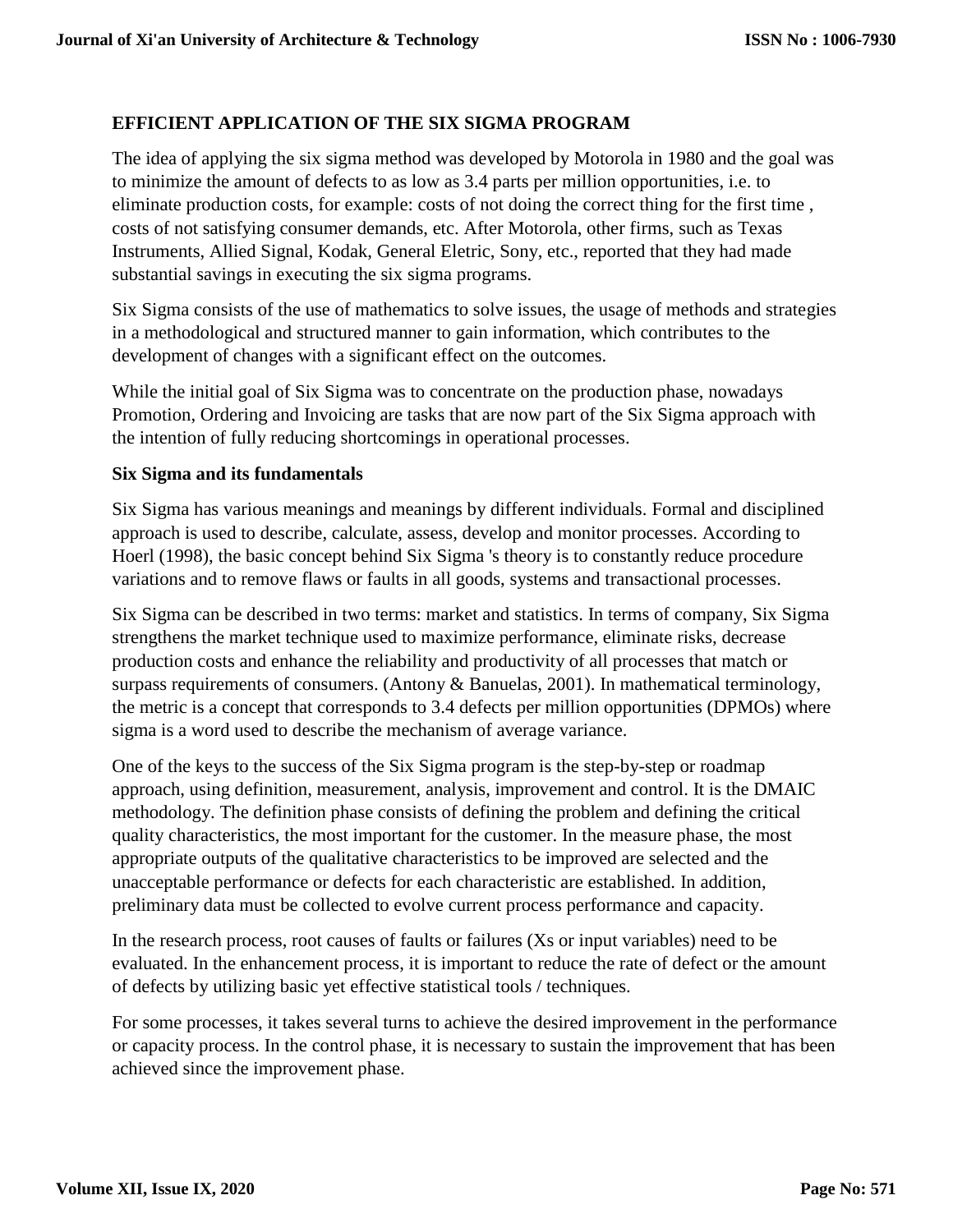## EFFICIENT APPLICATION OF THE SIX SIGMA PROGRAM

The idea of applying the six sigma method was developed by Motorola in 1980 and the goal was to minimize the amount of defects to as low as 3.4 parts per million opportunities, i.e. to eliminate production costs, for example: costs of not doing the correct thing for the first time , costs of not satisfying consumer demands, etc. After Motorola, other firms, such as Texas Instruments, Allied Signal, Kodak, General Eletric, Sony, etc., reported that they had made substantial savings in executing the six sigma programs.

Six Sigma consists of the use of mathematics to solve issues, the usage of methods and strategies in a methodological and structured manner to gain information, which contributes to the development of changes with a significant effect on the outcomes.

While the initial goal of Six Sigma was to concentrate on the production phase, nowadays Promotion, Ordering and Invoicing are tasks that are now part of the Six Sigma approach with the intention of fully reducing shortcomings in operational processes.

### Six Sigma and its fundamentals

Six Sigma has various meanings and meanings by different individuals. Formal and disciplined approach is used to describe, calculate, assess, develop and monitor processes. According to Hoerl (1998), the basic concept behind Six Sigma 's theory is to constantly reduce procedure variations and to remove flaws or faults in all goods, systems and transactional processes.

Six Sigma can be described in two terms: market and statistics. In terms of company, Six Sigma strengthens the market technique used to maximize performance, eliminate risks, decrease production costs and enhance the reliability and productivity of all processes that match or surpass requirements of consumers. (Antony & Banuelas, 2001). In mathematical terminology, the metric is a concept that corresponds to 3.4 defects per million opportunities (DPMOs) where sigma is a word used to describe the mechanism of average variance.

One of the keys to the success of the Six Sigma program is the step-by-step or roadmap approach, using definition, measurement, analysis, improvement and control. It is the DMAIC methodology. The definition phase consists of defining the problem and defining the critical quality characteristics, the most important for the customer. In the measure phase, the most appropriate outputs of the qualitative characteristics to be improved are selected and the unacceptable performance or defects for each characteristic are established. In addition, preliminary data must be collected to evolve current process performance and capacity.

In the research process, root causes of faults or failures (Xs or input variables) need to be evaluated. In the enhancement process, it is important to reduce the rate of defect or the amount of defects by utilizing basic yet effective statistical tools / techniques.

For some processes, it takes several turns to achieve the desired improvement in the performance or capacity process. In the control phase, it is necessary to sustain the improvement that has been achieved since the improvement phase.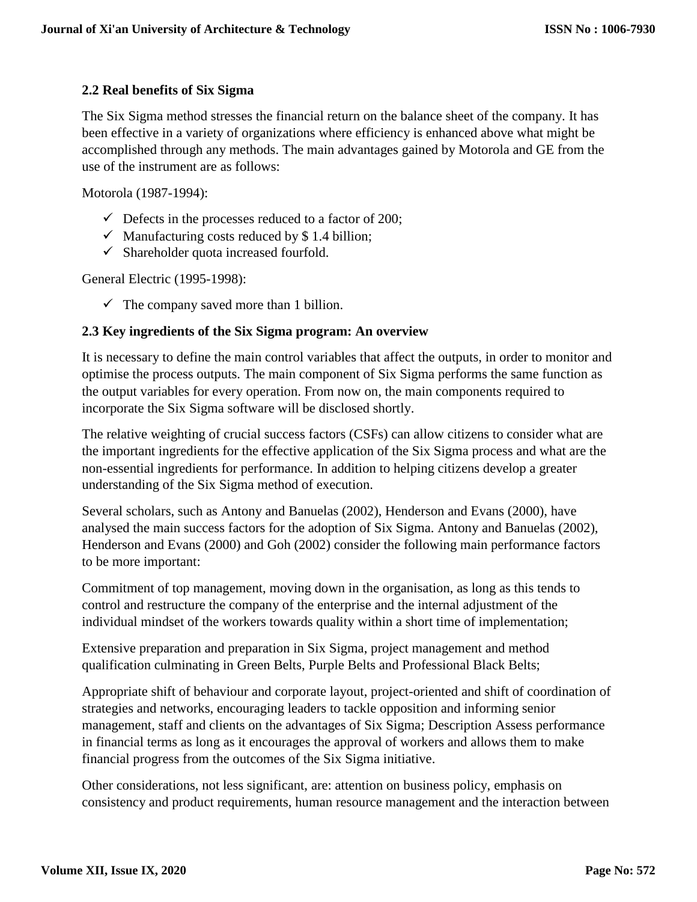### 2.2 Real benefits of Six Sigma

The Six Sigma method stresses the financial return on the balance sheet of the company. It has been effective in a variety of organizations where efficiency is enhanced above what might be accomplished through any methods. The main advantages gained by Motorola and GE from the use of the instrument are as follows:

Motorola (1987-1994):

- ✓ Defects in the processes reduced to a factor of 200;
- ✓ Manufacturing costs reduced by $ 1.4 billion;
- ✓ Shareholder quota increased fourfold.

General Electric (1995-1998):

- ✓ The company saved more than 1 billion.

### 2.3 Key ingredients of the Six Sigma program: An overview

It is necessary to define the main control variables that affect the outputs, in order to monitor and optimise the process outputs. The main component of Six Sigma performs the same function as the output variables for every operation. From now on, the main components required to incorporate the Six Sigma software will be disclosed shortly.

The relative weighting of crucial success factors (CSFs) can allow citizens to consider what are the important ingredients for the effective application of the Six Sigma process and what are the non-essential ingredients for performance. In addition to helping citizens develop a greater understanding of the Six Sigma method of execution.

Several scholars, such as Antony and Banuelas (2002), Henderson and Evans (2000), have analysed the main success factors for the adoption of Six Sigma. Antony and Banuelas (2002), Henderson and Evans (2000) and Goh (2002) consider the following main performance factors to be more important:

Commitment of top management, moving down in the organisation, as long as this tends to control and restructure the company of the enterprise and the internal adjustment of the individual mindset of the workers towards quality within a short time of implementation;

Extensive preparation and preparation in Six Sigma, project management and method qualification culminating in Green Belts, Purple Belts and Professional Black Belts;

Appropriate shift of behaviour and corporate layout, project-oriented and shift of coordination of strategies and networks, encouraging leaders to tackle opposition and informing senior management, staff and clients on the advantages of Six Sigma; Description Assess performance in financial terms as long as it encourages the approval of workers and allows them to make financial progress from the outcomes of the Six Sigma initiative.

Other considerations, not less significant, are: attention on business policy, emphasis on consistency and product requirements, human resource management and the interaction between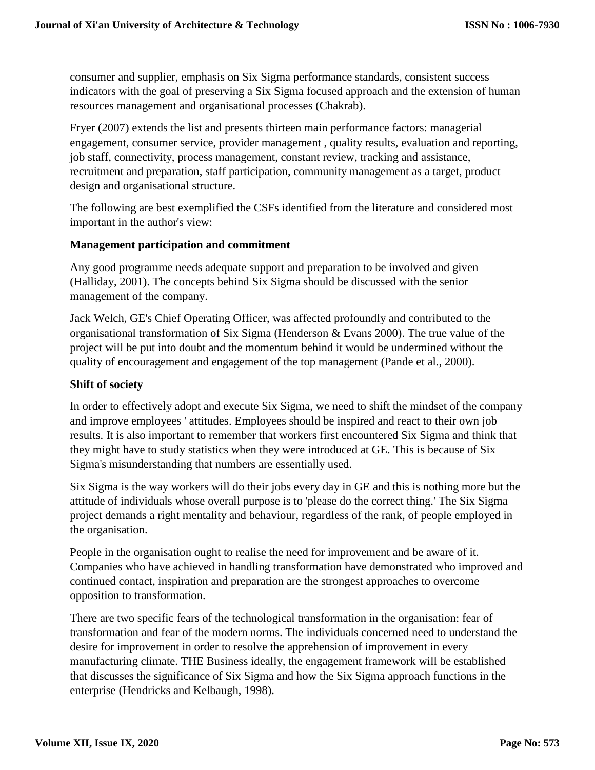consumer and supplier, emphasis on Six Sigma performance standards, consistent success indicators with the goal of preserving a Six Sigma focused approach and the extension of human resources management and organisational processes (Chakrab).

Fryer (2007) extends the list and presents thirteen main performance factors: managerial engagement, consumer service, provider management , quality results, evaluation and reporting, job staff, connectivity, process management, constant review, tracking and assistance, recruitment and preparation, staff participation, community management as a target, product design and organisational structure.

The following are best exemplified the CSFs identified from the literature and considered most important in the author's view:

**Management participation and commitment**

Any good programme needs adequate support and preparation to be involved and given (Halliday, 2001). The concepts behind Six Sigma should be discussed with the senior management of the company.

Jack Welch, GE's Chief Operating Officer, was affected profoundly and contributed to the organisational transformation of Six Sigma (Henderson & Evans 2000). The true value of the project will be put into doubt and the momentum behind it would be undermined without the quality of encouragement and engagement of the top management (Pande et al., 2000).

**Shift of society**

In order to effectively adopt and execute Six Sigma, we need to shift the mindset of the company and improve employees ' attitudes. Employees should be inspired and react to their own job results. It is also important to remember that workers first encountered Six Sigma and think that they might have to study statistics when they were introduced at GE. This is because of Six Sigma's misunderstanding that numbers are essentially used.

Six Sigma is the way workers will do their jobs every day in GE and this is nothing more but the attitude of individuals whose overall purpose is to 'please do the correct thing.' The Six Sigma project demands a right mentality and behaviour, regardless of the rank, of people employed in the organisation.

People in the organisation ought to realise the need for improvement and be aware of it. Companies who have achieved in handling transformation have demonstrated who improved and continued contact, inspiration and preparation are the strongest approaches to overcome opposition to transformation.

There are two specific fears of the technological transformation in the organisation: fear of transformation and fear of the modern norms. The individuals concerned need to understand the desire for improvement in order to resolve the apprehension of improvement in every manufacturing climate. THE Business ideally, the engagement framework will be established that discusses the significance of Six Sigma and how the Six Sigma approach functions in the enterprise (Hendricks and Kelbaugh, 1998).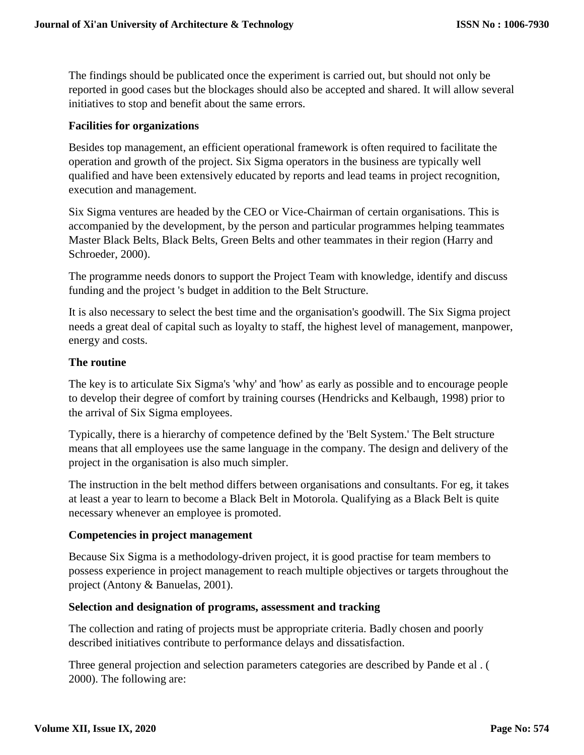The findings should be publicated once the experiment is carried out, but should not only be reported in good cases but the blockages should also be accepted and shared. It will allow several initiatives to stop and benefit about the same errors.

**Facilities for organizations**

Besides top management, an efficient operational framework is often required to facilitate the operation and growth of the project. Six Sigma operators in the business are typically well qualified and have been extensively educated by reports and lead teams in project recognition, execution and management.

Six Sigma ventures are headed by the CEO or Vice-Chairman of certain organisations. This is accompanied by the development, by the person and particular programmes helping teammates Master Black Belts, Black Belts, Green Belts and other teammates in their region (Harry and Schroeder, 2000).

The programme needs donors to support the Project Team with knowledge, identify and discuss funding and the project 's budget in addition to the Belt Structure.

It is also necessary to select the best time and the organisation's goodwill. The Six Sigma project needs a great deal of capital such as loyalty to staff, the highest level of management, manpower, energy and costs.

**The routine**

The key is to articulate Six Sigma's 'why' and 'how' as early as possible and to encourage people to develop their degree of comfort by training courses (Hendricks and Kelbaugh, 1998) prior to the arrival of Six Sigma employees.

Typically, there is a hierarchy of competence defined by the 'Belt System.' The Belt structure means that all employees use the same language in the company. The design and delivery of the project in the organisation is also much simpler.

The instruction in the belt method differs between organisations and consultants. For eg, it takes at least a year to learn to become a Black Belt in Motorola. Qualifying as a Black Belt is quite necessary whenever an employee is promoted.

**Competencies in project management**

Because Six Sigma is a methodology-driven project, it is good practise for team members to possess experience in project management to reach multiple objectives or targets throughout the project (Antony & Banuelas, 2001).

**Selection and designation of programs, assessment and tracking**

The collection and rating of projects must be appropriate criteria. Badly chosen and poorly described initiatives contribute to performance delays and dissatisfaction.

Three general projection and selection parameters categories are described by Pande et al . ( 2000). The following are: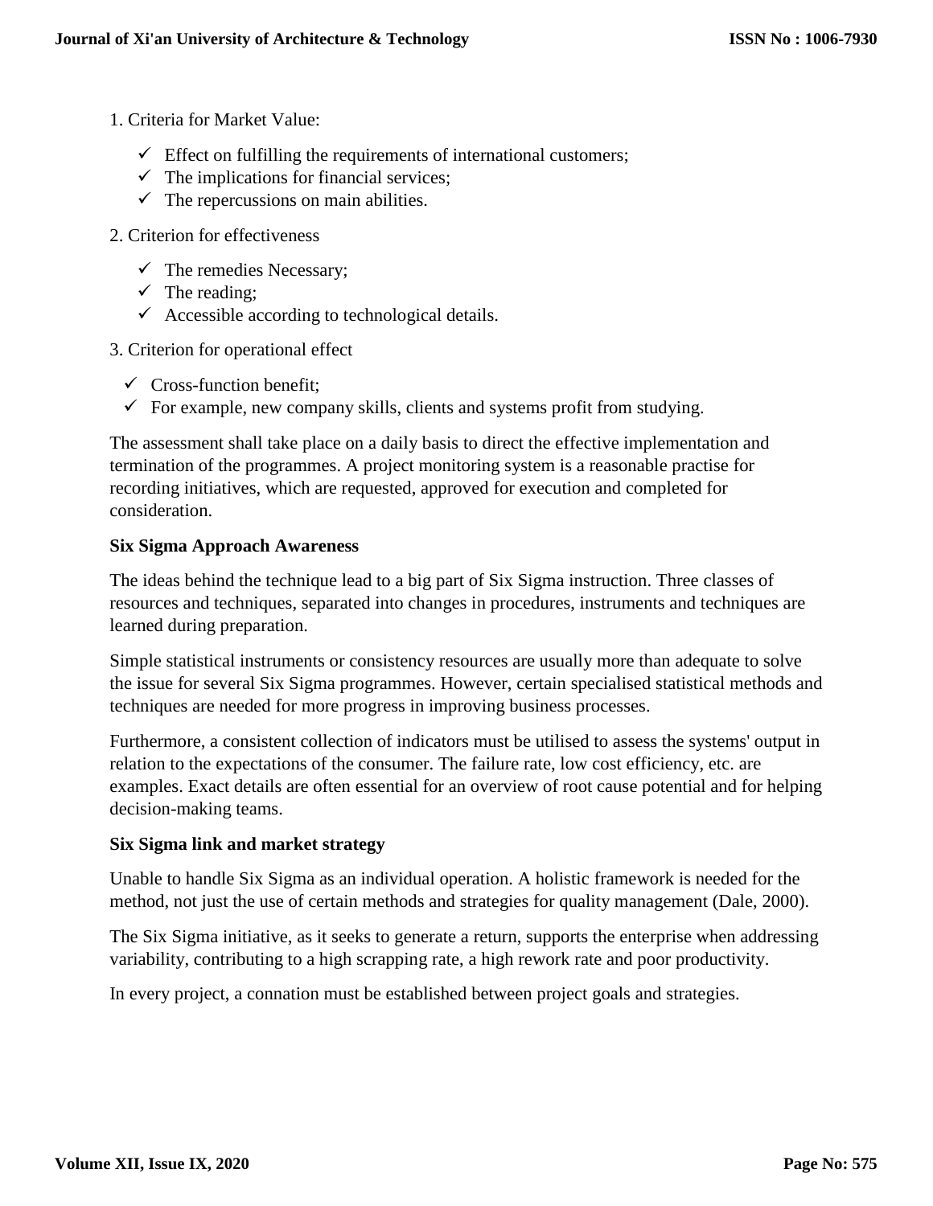1. Criteria for Market Value:

- ✓ Effect on fulfilling the requirements of international customers;
- ✓ The implications for financial services;
- ✓ The repercussions on main abilities.

2. Criterion for effectiveness

- ✓ The remedies Necessary;
- ✓ The reading;
- ✓ Accessible according to technological details.

3. Criterion for operational effect

- ✓ Cross-function benefit;
- ✓ For example, new company skills, clients and systems profit from studying.

The assessment shall take place on a daily basis to direct the effective implementation and termination of the programmes. A project monitoring system is a reasonable practise for recording initiatives, which are requested, approved for execution and completed for consideration.

**Six Sigma Approach Awareness**

The ideas behind the technique lead to a big part of Six Sigma instruction. Three classes of resources and techniques, separated into changes in procedures, instruments and techniques are learned during preparation.

Simple statistical instruments or consistency resources are usually more than adequate to solve the issue for several Six Sigma programmes. However, certain specialised statistical methods and techniques are needed for more progress in improving business processes.

Furthermore, a consistent collection of indicators must be utilised to assess the systems' output in relation to the expectations of the consumer. The failure rate, low cost efficiency, etc. are examples. Exact details are often essential for an overview of root cause potential and for helping decision-making teams.

**Six Sigma link and market strategy**

Unable to handle Six Sigma as an individual operation. A holistic framework is needed for the method, not just the use of certain methods and strategies for quality management (Dale, 2000).

The Six Sigma initiative, as it seeks to generate a return, supports the enterprise when addressing variability, contributing to a high scrapping rate, a high rework rate and poor productivity.

In every project, a connation must be established between project goals and strategies.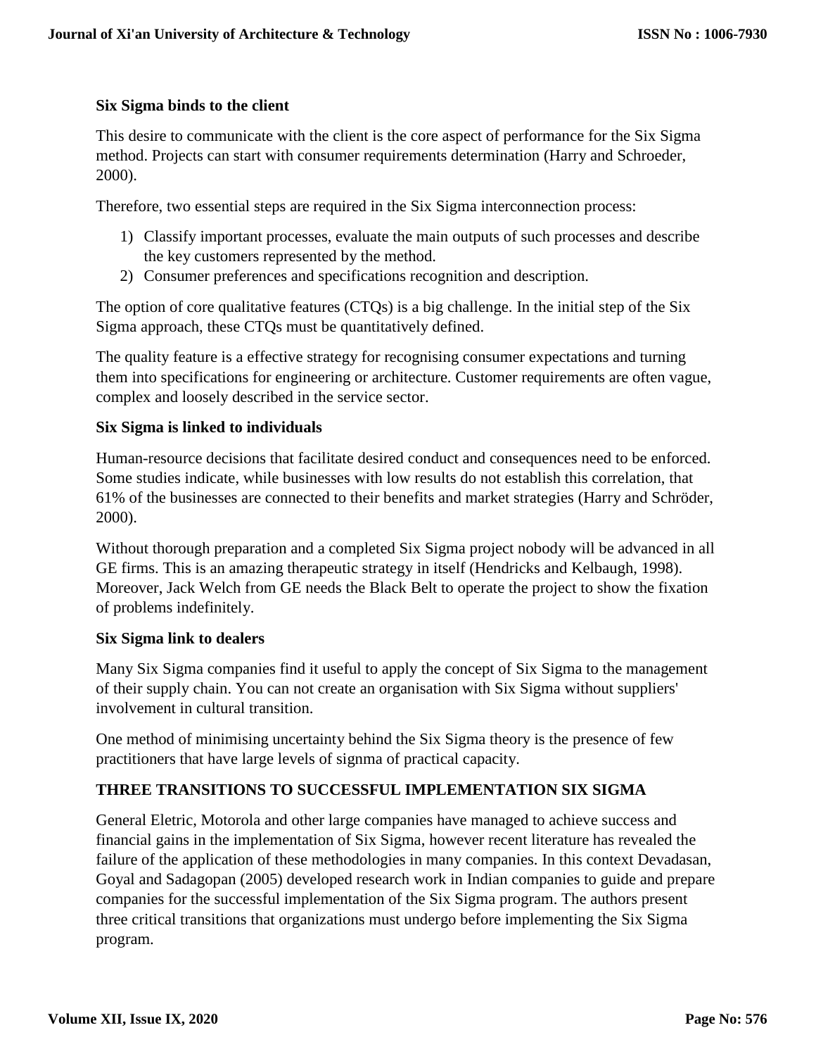**Six Sigma binds to the client**

This desire to communicate with the client is the core aspect of performance for the Six Sigma method. Projects can start with consumer requirements determination (Harry and Schroeder, 2000).

Therefore, two essential steps are required in the Six Sigma interconnection process:

1) Classify important processes, evaluate the main outputs of such processes and describe the key customers represented by the method.
2) Consumer preferences and specifications recognition and description.

The option of core qualitative features (CTQs) is a big challenge. In the initial step of the Six Sigma approach, these CTQs must be quantitatively defined.

The quality feature is a effective strategy for recognising consumer expectations and turning them into specifications for engineering or architecture. Customer requirements are often vague, complex and loosely described in the service sector.

**Six Sigma is linked to individuals**

Human-resource decisions that facilitate desired conduct and consequences need to be enforced. Some studies indicate, while businesses with low results do not establish this correlation, that 61% of the businesses are connected to their benefits and market strategies (Harry and Schröder, 2000).

Without thorough preparation and a completed Six Sigma project nobody will be advanced in all GE firms. This is an amazing therapeutic strategy in itself (Hendricks and Kelbaugh, 1998). Moreover, Jack Welch from GE needs the Black Belt to operate the project to show the fixation of problems indefinitely.

**Six Sigma link to dealers**

Many Six Sigma companies find it useful to apply the concept of Six Sigma to the management of their supply chain. You can not create an organisation with Six Sigma without suppliers' involvement in cultural transition.

One method of minimising uncertainty behind the Six Sigma theory is the presence of few practitioners that have large levels of signma of practical capacity.

## THREE TRANSITIONS TO SUCCESSFUL IMPLEMENTATION SIX SIGMA

General Eletric, Motorola and other large companies have managed to achieve success and financial gains in the implementation of Six Sigma, however recent literature has revealed the failure of the application of these methodologies in many companies. In this context Devadasan, Goyal and Sadagopan (2005) developed research work in Indian companies to guide and prepare companies for the successful implementation of the Six Sigma program. The authors present three critical transitions that organizations must undergo before implementing the Six Sigma program.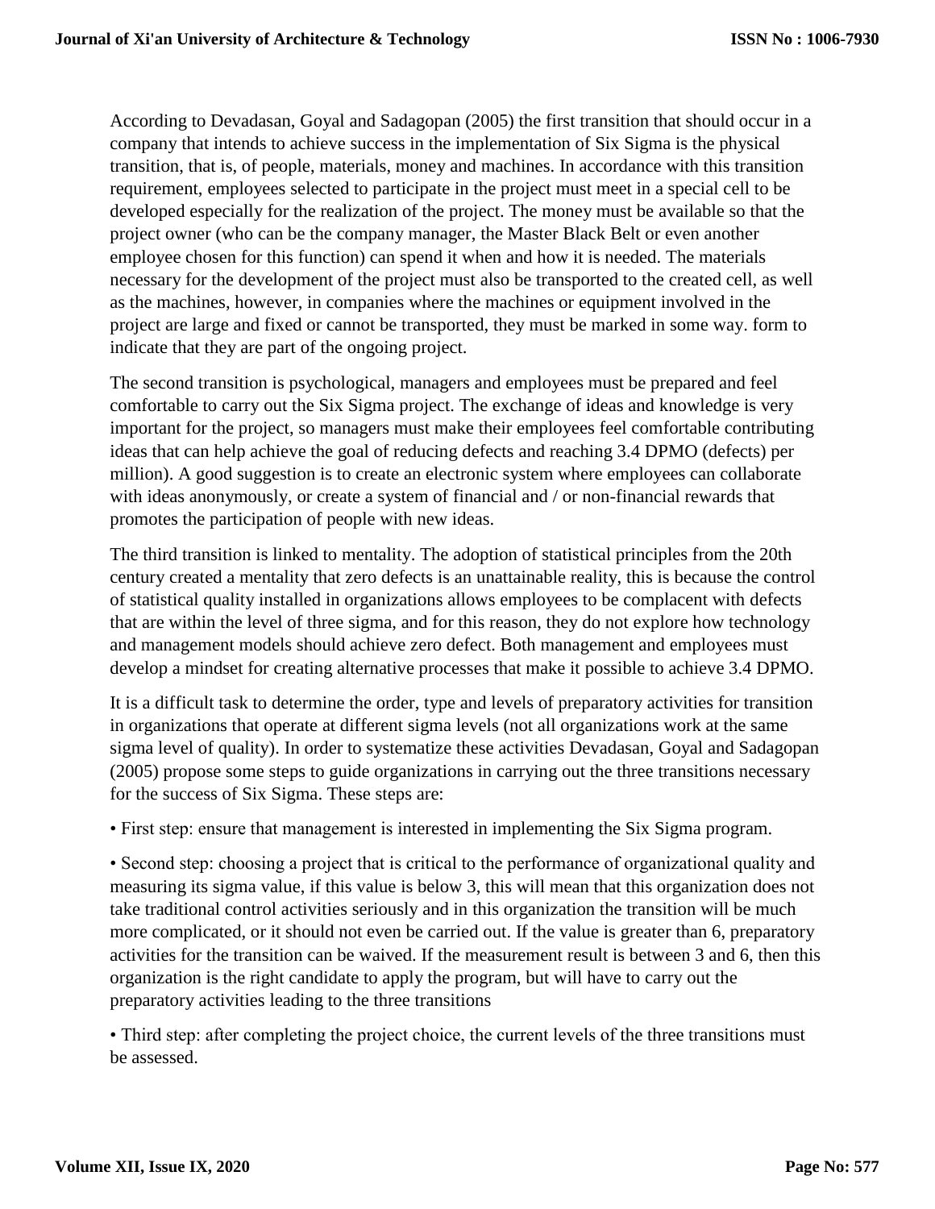According to Devadasan, Goyal and Sadagopan (2005) the first transition that should occur in a company that intends to achieve success in the implementation of Six Sigma is the physical transition, that is, of people, materials, money and machines. In accordance with this transition requirement, employees selected to participate in the project must meet in a special cell to be developed especially for the realization of the project. The money must be available so that the project owner (who can be the company manager, the Master Black Belt or even another employee chosen for this function) can spend it when and how it is needed. The materials necessary for the development of the project must also be transported to the created cell, as well as the machines, however, in companies where the machines or equipment involved in the project are large and fixed or cannot be transported, they must be marked in some way. form to indicate that they are part of the ongoing project.

The second transition is psychological, managers and employees must be prepared and feel comfortable to carry out the Six Sigma project. The exchange of ideas and knowledge is very important for the project, so managers must make their employees feel comfortable contributing ideas that can help achieve the goal of reducing defects and reaching 3.4 DPMO (defects) per million). A good suggestion is to create an electronic system where employees can collaborate with ideas anonymously, or create a system of financial and / or non-financial rewards that promotes the participation of people with new ideas.

The third transition is linked to mentality. The adoption of statistical principles from the 20th century created a mentality that zero defects is an unattainable reality, this is because the control of statistical quality installed in organizations allows employees to be complacent with defects that are within the level of three sigma, and for this reason, they do not explore how technology and management models should achieve zero defect. Both management and employees must develop a mindset for creating alternative processes that make it possible to achieve 3.4 DPMO.

It is a difficult task to determine the order, type and levels of preparatory activities for transition in organizations that operate at different sigma levels (not all organizations work at the same sigma level of quality). In order to systematize these activities Devadasan, Goyal and Sadagopan (2005) propose some steps to guide organizations in carrying out the three transitions necessary for the success of Six Sigma. These steps are:

• First step: ensure that management is interested in implementing the Six Sigma program.

• Second step: choosing a project that is critical to the performance of organizational quality and measuring its sigma value, if this value is below 3, this will mean that this organization does not take traditional control activities seriously and in this organization the transition will be much more complicated, or it should not even be carried out. If the value is greater than 6, preparatory activities for the transition can be waived. If the measurement result is between 3 and 6, then this organization is the right candidate to apply the program, but will have to carry out the preparatory activities leading to the three transitions

• Third step: after completing the project choice, the current levels of the three transitions must be assessed.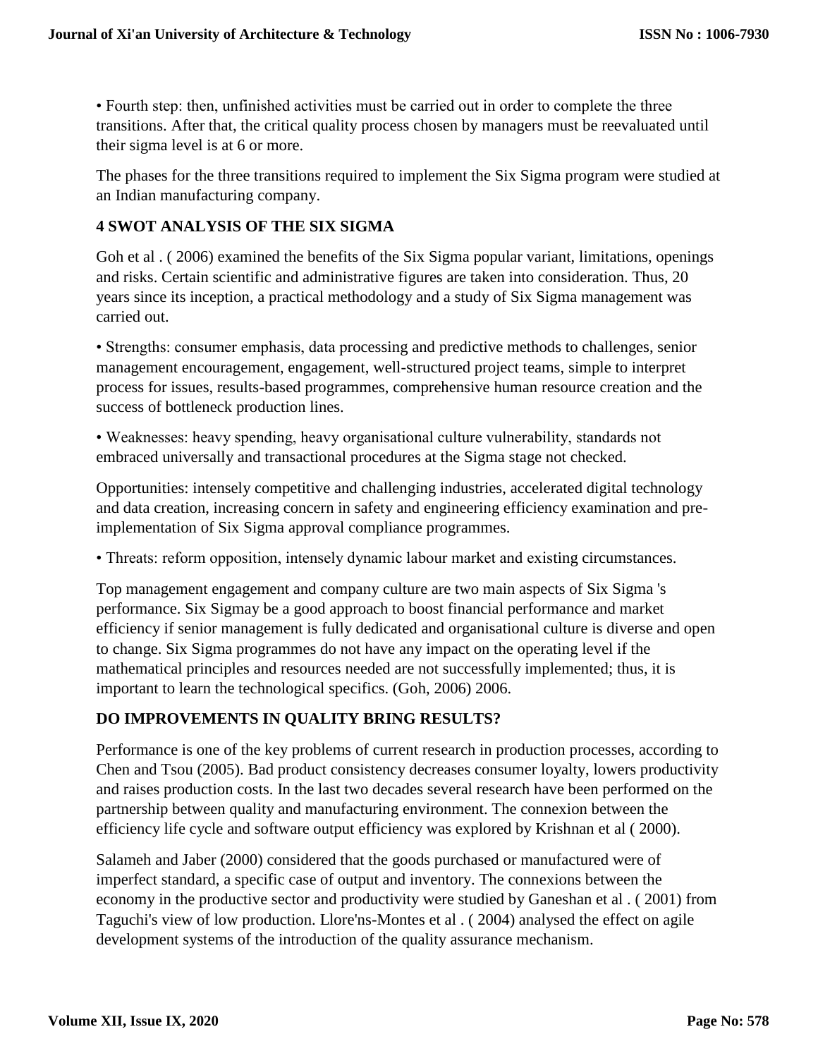• Fourth step: then, unfinished activities must be carried out in order to complete the three transitions. After that, the critical quality process chosen by managers must be reevaluated until their sigma level is at 6 or more.

The phases for the three transitions required to implement the Six Sigma program were studied at an Indian manufacturing company.

## 4 SWOT ANALYSIS OF THE SIX SIGMA

Goh et al . ( 2006) examined the benefits of the Six Sigma popular variant, limitations, openings and risks. Certain scientific and administrative figures are taken into consideration. Thus, 20 years since its inception, a practical methodology and a study of Six Sigma management was carried out.

• Strengths: consumer emphasis, data processing and predictive methods to challenges, senior management encouragement, engagement, well-structured project teams, simple to interpret process for issues, results-based programmes, comprehensive human resource creation and the success of bottleneck production lines.

• Weaknesses: heavy spending, heavy organisational culture vulnerability, standards not embraced universally and transactional procedures at the Sigma stage not checked.

Opportunities: intensely competitive and challenging industries, accelerated digital technology and data creation, increasing concern in safety and engineering efficiency examination and pre-implementation of Six Sigma approval compliance programmes.

• Threats: reform opposition, intensely dynamic labour market and existing circumstances.

Top management engagement and company culture are two main aspects of Six Sigma 's performance. Six Sigmay be a good approach to boost financial performance and market efficiency if senior management is fully dedicated and organisational culture is diverse and open to change. Six Sigma programmes do not have any impact on the operating level if the mathematical principles and resources needed are not successfully implemented; thus, it is important to learn the technological specifics. (Goh, 2006) 2006.

## DO IMPROVEMENTS IN QUALITY BRING RESULTS?

Performance is one of the key problems of current research in production processes, according to Chen and Tsou (2005). Bad product consistency decreases consumer loyalty, lowers productivity and raises production costs. In the last two decades several research have been performed on the partnership between quality and manufacturing environment. The connexion between the efficiency life cycle and software output efficiency was explored by Krishnan et al ( 2000).

Salameh and Jaber (2000) considered that the goods purchased or manufactured were of imperfect standard, a specific case of output and inventory. The connexions between the economy in the productive sector and productivity were studied by Ganeshan et al . ( 2001) from Taguchi's view of low production. Llore'ns-Montes et al . ( 2004) analysed the effect on agile development systems of the introduction of the quality assurance mechanism.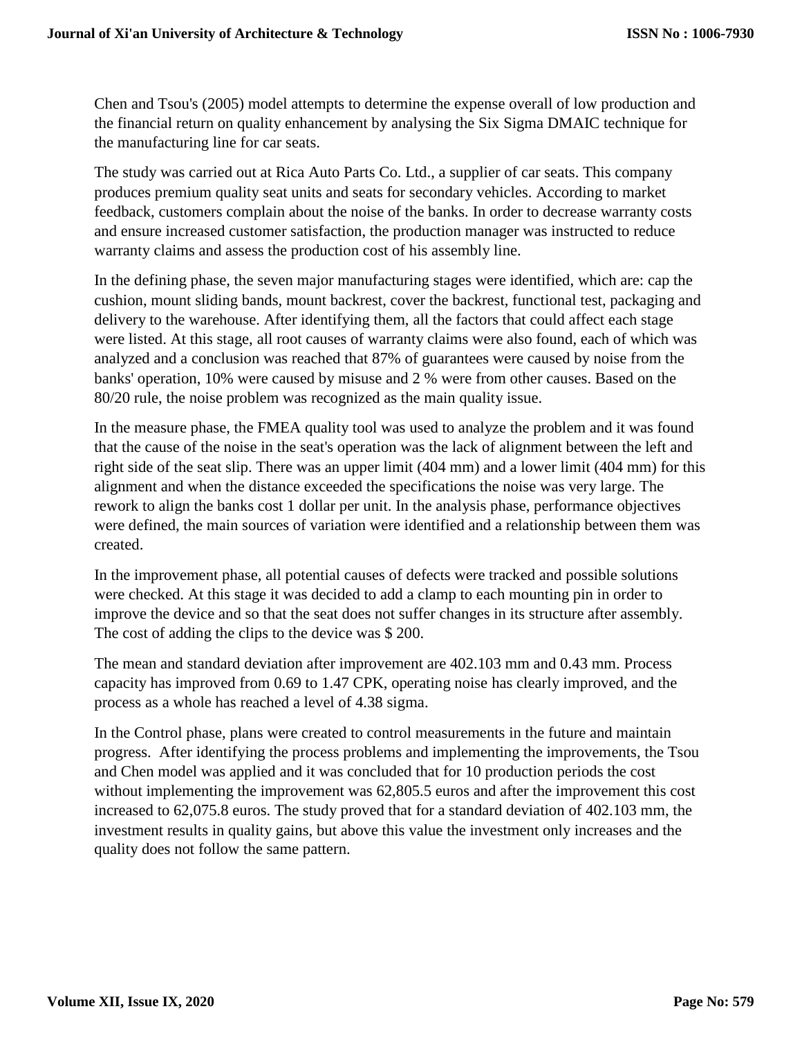Chen and Tsou's (2005) model attempts to determine the expense overall of low production and the financial return on quality enhancement by analysing the Six Sigma DMAIC technique for the manufacturing line for car seats.

The study was carried out at Rica Auto Parts Co. Ltd., a supplier of car seats. This company produces premium quality seat units and seats for secondary vehicles. According to market feedback, customers complain about the noise of the banks. In order to decrease warranty costs and ensure increased customer satisfaction, the production manager was instructed to reduce warranty claims and assess the production cost of his assembly line.

In the defining phase, the seven major manufacturing stages were identified, which are: cap the cushion, mount sliding bands, mount backrest, cover the backrest, functional test, packaging and delivery to the warehouse. After identifying them, all the factors that could affect each stage were listed. At this stage, all root causes of warranty claims were also found, each of which was analyzed and a conclusion was reached that 87% of guarantees were caused by noise from the banks' operation, 10% were caused by misuse and 2 % were from other causes. Based on the 80/20 rule, the noise problem was recognized as the main quality issue.

In the measure phase, the FMEA quality tool was used to analyze the problem and it was found that the cause of the noise in the seat's operation was the lack of alignment between the left and right side of the seat slip. There was an upper limit (404 mm) and a lower limit (404 mm) for this alignment and when the distance exceeded the specifications the noise was very large. The rework to align the banks cost 1 dollar per unit. In the analysis phase, performance objectives were defined, the main sources of variation were identified and a relationship between them was created.

In the improvement phase, all potential causes of defects were tracked and possible solutions were checked. At this stage it was decided to add a clamp to each mounting pin in order to improve the device and so that the seat does not suffer changes in its structure after assembly. The cost of adding the clips to the device was $ 200.

The mean and standard deviation after improvement are 402.103 mm and 0.43 mm. Process capacity has improved from 0.69 to 1.47 CPK, operating noise has clearly improved, and the process as a whole has reached a level of 4.38 sigma.

In the Control phase, plans were created to control measurements in the future and maintain progress. After identifying the process problems and implementing the improvements, the Tsou and Chen model was applied and it was concluded that for 10 production periods the cost without implementing the improvement was 62,805.5 euros and after the improvement this cost increased to 62,075.8 euros. The study proved that for a standard deviation of 402.103 mm, the investment results in quality gains, but above this value the investment only increases and the quality does not follow the same pattern.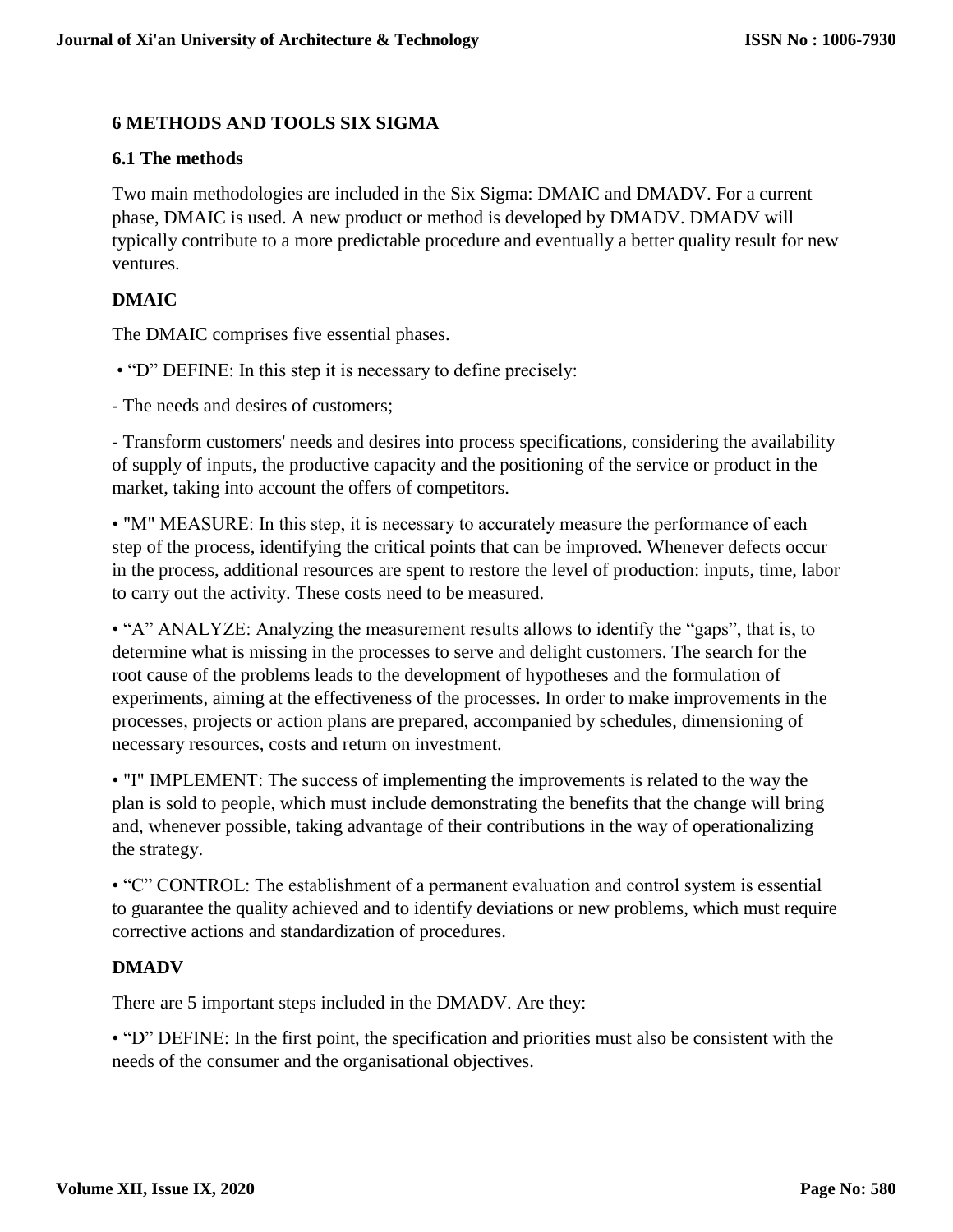## 6 METHODS AND TOOLS SIX SIGMA

### 6.1 The methods

Two main methodologies are included in the Six Sigma: DMAIC and DMADV. For a current phase, DMAIC is used. A new product or method is developed by DMADV. DMADV will typically contribute to a more predictable procedure and eventually a better quality result for new ventures.

#### DMAIC

The DMAIC comprises five essential phases.

• "D" DEFINE: In this step it is necessary to define precisely:

- The needs and desires of customers;

- Transform customers' needs and desires into process specifications, considering the availability of supply of inputs, the productive capacity and the positioning of the service or product in the market, taking into account the offers of competitors.

• "M" MEASURE: In this step, it is necessary to accurately measure the performance of each step of the process, identifying the critical points that can be improved. Whenever defects occur in the process, additional resources are spent to restore the level of production: inputs, time, labor to carry out the activity. These costs need to be measured.

• "A" ANALYZE: Analyzing the measurement results allows to identify the "gaps", that is, to determine what is missing in the processes to serve and delight customers. The search for the root cause of the problems leads to the development of hypotheses and the formulation of experiments, aiming at the effectiveness of the processes. In order to make improvements in the processes, projects or action plans are prepared, accompanied by schedules, dimensioning of necessary resources, costs and return on investment.

• "I" IMPLEMENT: The success of implementing the improvements is related to the way the plan is sold to people, which must include demonstrating the benefits that the change will bring and, whenever possible, taking advantage of their contributions in the way of operationalizing the strategy.

• "C" CONTROL: The establishment of a permanent evaluation and control system is essential to guarantee the quality achieved and to identify deviations or new problems, which must require corrective actions and standardization of procedures.

#### DMADV

There are 5 important steps included in the DMADV. Are they:

• "D" DEFINE: In the first point, the specification and priorities must also be consistent with the needs of the consumer and the organisational objectives.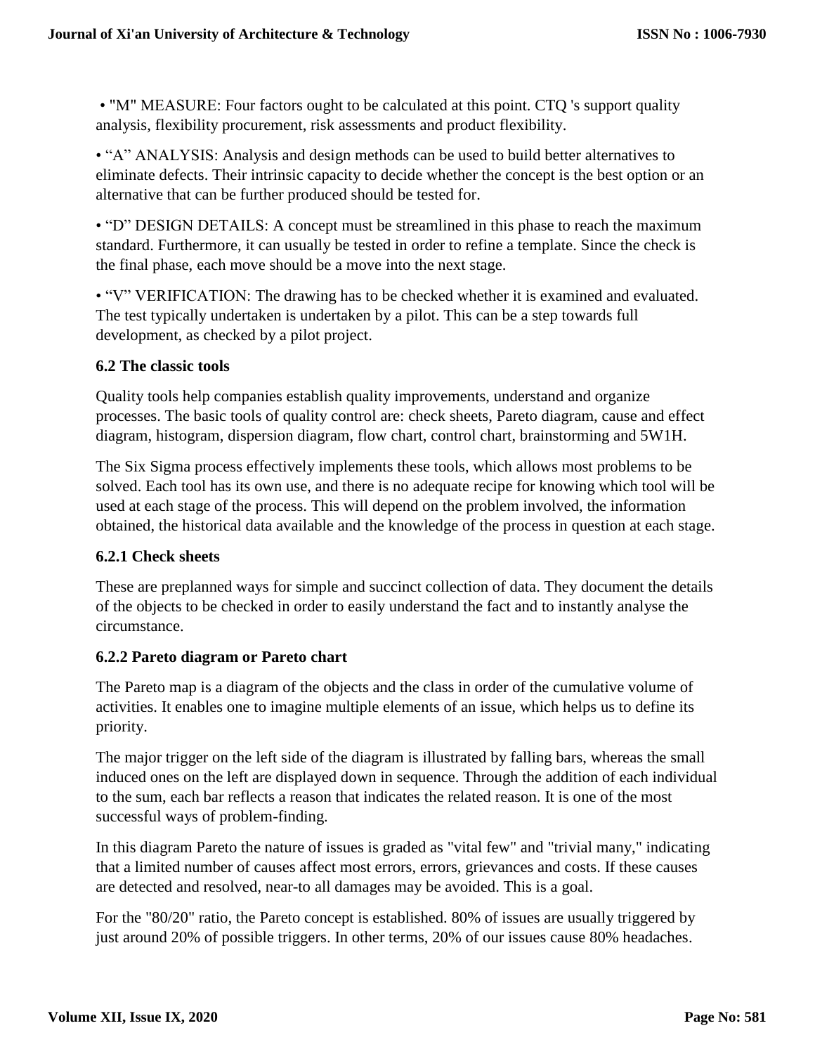- "M" MEASURE: Four factors ought to be calculated at this point. CTQ 's support quality analysis, flexibility procurement, risk assessments and product flexibility.

- "A" ANALYSIS: Analysis and design methods can be used to build better alternatives to eliminate defects. Their intrinsic capacity to decide whether the concept is the best option or an alternative that can be further produced should be tested for.

- "D" DESIGN DETAILS: A concept must be streamlined in this phase to reach the maximum standard. Furthermore, it can usually be tested in order to refine a template. Since the check is the final phase, each move should be a move into the next stage.

- "V" VERIFICATION: The drawing has to be checked whether it is examined and evaluated. The test typically undertaken is undertaken by a pilot. This can be a step towards full development, as checked by a pilot project.

### 6.2 The classic tools

Quality tools help companies establish quality improvements, understand and organize processes. The basic tools of quality control are: check sheets, Pareto diagram, cause and effect diagram, histogram, dispersion diagram, flow chart, control chart, brainstorming and 5W1H.

The Six Sigma process effectively implements these tools, which allows most problems to be solved. Each tool has its own use, and there is no adequate recipe for knowing which tool will be used at each stage of the process. This will depend on the problem involved, the information obtained, the historical data available and the knowledge of the process in question at each stage.

#### 6.2.1 Check sheets

These are preplanned ways for simple and succinct collection of data. They document the details of the objects to be checked in order to easily understand the fact and to instantly analyse the circumstance.

#### 6.2.2 Pareto diagram or Pareto chart

The Pareto map is a diagram of the objects and the class in order of the cumulative volume of activities. It enables one to imagine multiple elements of an issue, which helps us to define its priority.

The major trigger on the left side of the diagram is illustrated by falling bars, whereas the small induced ones on the left are displayed down in sequence. Through the addition of each individual to the sum, each bar reflects a reason that indicates the related reason. It is one of the most successful ways of problem-finding.

In this diagram Pareto the nature of issues is graded as "vital few" and "trivial many," indicating that a limited number of causes affect most errors, errors, grievances and costs. If these causes are detected and resolved, near-to all damages may be avoided. This is a goal.

For the "80/20" ratio, the Pareto concept is established. 80% of issues are usually triggered by just around 20% of possible triggers. In other terms, 20% of our issues cause 80% headaches.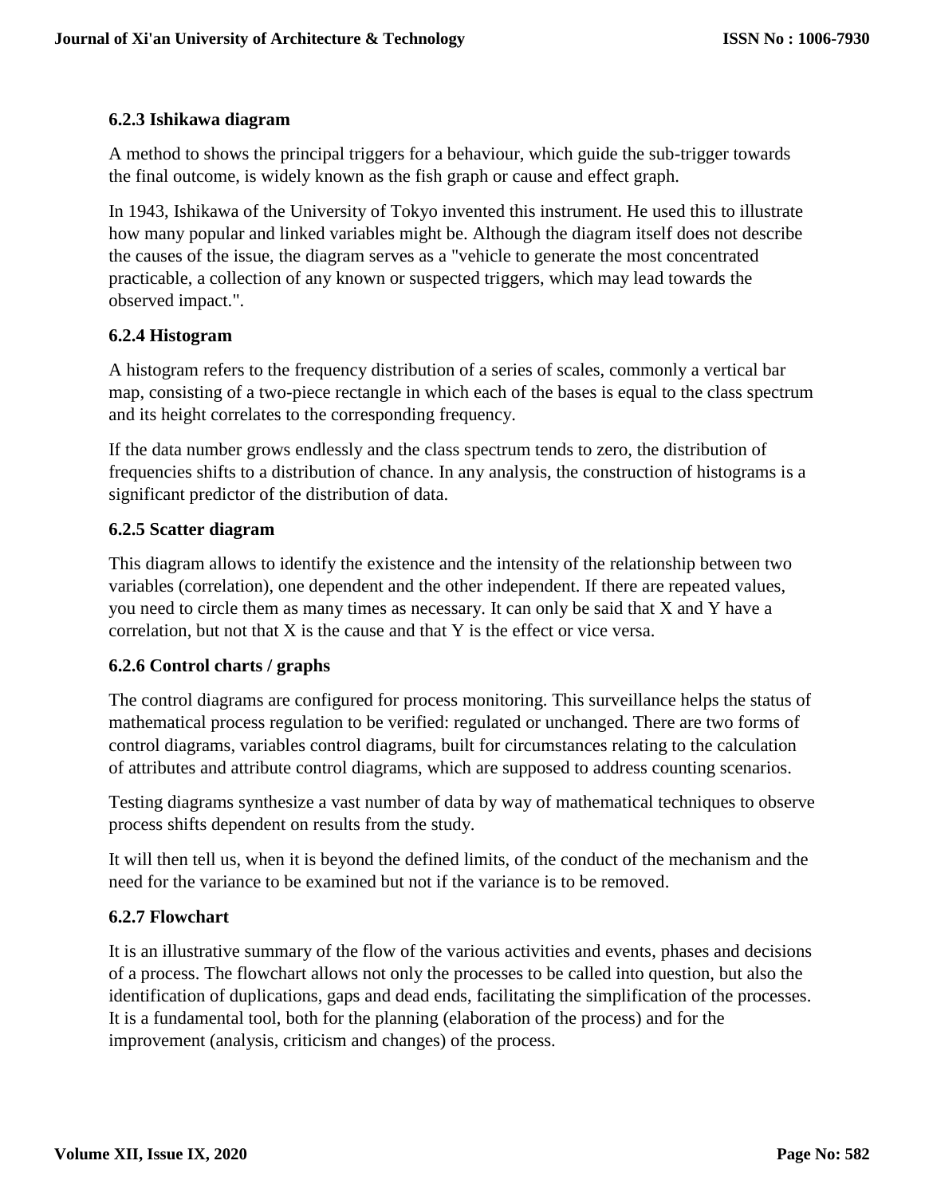### 6.2.3 Ishikawa diagram

A method to shows the principal triggers for a behaviour, which guide the sub-trigger towards the final outcome, is widely known as the fish graph or cause and effect graph.

In 1943, Ishikawa of the University of Tokyo invented this instrument. He used this to illustrate how many popular and linked variables might be. Although the diagram itself does not describe the causes of the issue, the diagram serves as a "vehicle to generate the most concentrated practicable, a collection of any known or suspected triggers, which may lead towards the observed impact.".

### 6.2.4 Histogram

A histogram refers to the frequency distribution of a series of scales, commonly a vertical bar map, consisting of a two-piece rectangle in which each of the bases is equal to the class spectrum and its height correlates to the corresponding frequency.

If the data number grows endlessly and the class spectrum tends to zero, the distribution of frequencies shifts to a distribution of chance. In any analysis, the construction of histograms is a significant predictor of the distribution of data.

### 6.2.5 Scatter diagram

This diagram allows to identify the existence and the intensity of the relationship between two variables (correlation), one dependent and the other independent. If there are repeated values, you need to circle them as many times as necessary. It can only be said that X and Y have a correlation, but not that X is the cause and that Y is the effect or vice versa.

### 6.2.6 Control charts / graphs

The control diagrams are configured for process monitoring. This surveillance helps the status of mathematical process regulation to be verified: regulated or unchanged. There are two forms of control diagrams, variables control diagrams, built for circumstances relating to the calculation of attributes and attribute control diagrams, which are supposed to address counting scenarios.

Testing diagrams synthesize a vast number of data by way of mathematical techniques to observe process shifts dependent on results from the study.

It will then tell us, when it is beyond the defined limits, of the conduct of the mechanism and the need for the variance to be examined but not if the variance is to be removed.

### 6.2.7 Flowchart

It is an illustrative summary of the flow of the various activities and events, phases and decisions of a process. The flowchart allows not only the processes to be called into question, but also the identification of duplications, gaps and dead ends, facilitating the simplification of the processes. It is a fundamental tool, both for the planning (elaboration of the process) and for the improvement (analysis, criticism and changes) of the process.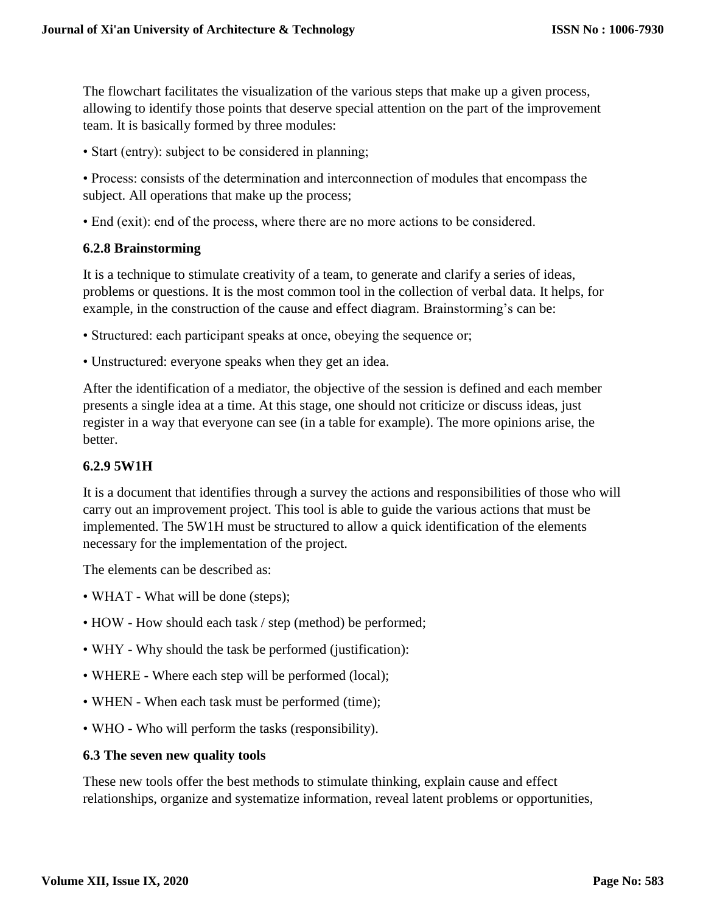The flowchart facilitates the visualization of the various steps that make up a given process, allowing to identify those points that deserve special attention on the part of the improvement team. It is basically formed by three modules:

• Start (entry): subject to be considered in planning;

• Process: consists of the determination and interconnection of modules that encompass the subject. All operations that make up the process;

• End (exit): end of the process, where there are no more actions to be considered.

### 6.2.8 Brainstorming

It is a technique to stimulate creativity of a team, to generate and clarify a series of ideas, problems or questions. It is the most common tool in the collection of verbal data. It helps, for example, in the construction of the cause and effect diagram. Brainstorming's can be:

• Structured: each participant speaks at once, obeying the sequence or;

• Unstructured: everyone speaks when they get an idea.

After the identification of a mediator, the objective of the session is defined and each member presents a single idea at a time. At this stage, one should not criticize or discuss ideas, just register in a way that everyone can see (in a table for example). The more opinions arise, the better.

### 6.2.9 5W1H

It is a document that identifies through a survey the actions and responsibilities of those who will carry out an improvement project. This tool is able to guide the various actions that must be implemented. The 5W1H must be structured to allow a quick identification of the elements necessary for the implementation of the project.

The elements can be described as:

• WHAT - What will be done (steps);

• HOW - How should each task / step (method) be performed;

• WHY - Why should the task be performed (justification):

• WHERE - Where each step will be performed (local);

• WHEN - When each task must be performed (time);

• WHO - Who will perform the tasks (responsibility).

### 6.3 The seven new quality tools

These new tools offer the best methods to stimulate thinking, explain cause and effect relationships, organize and systematize information, reveal latent problems or opportunities,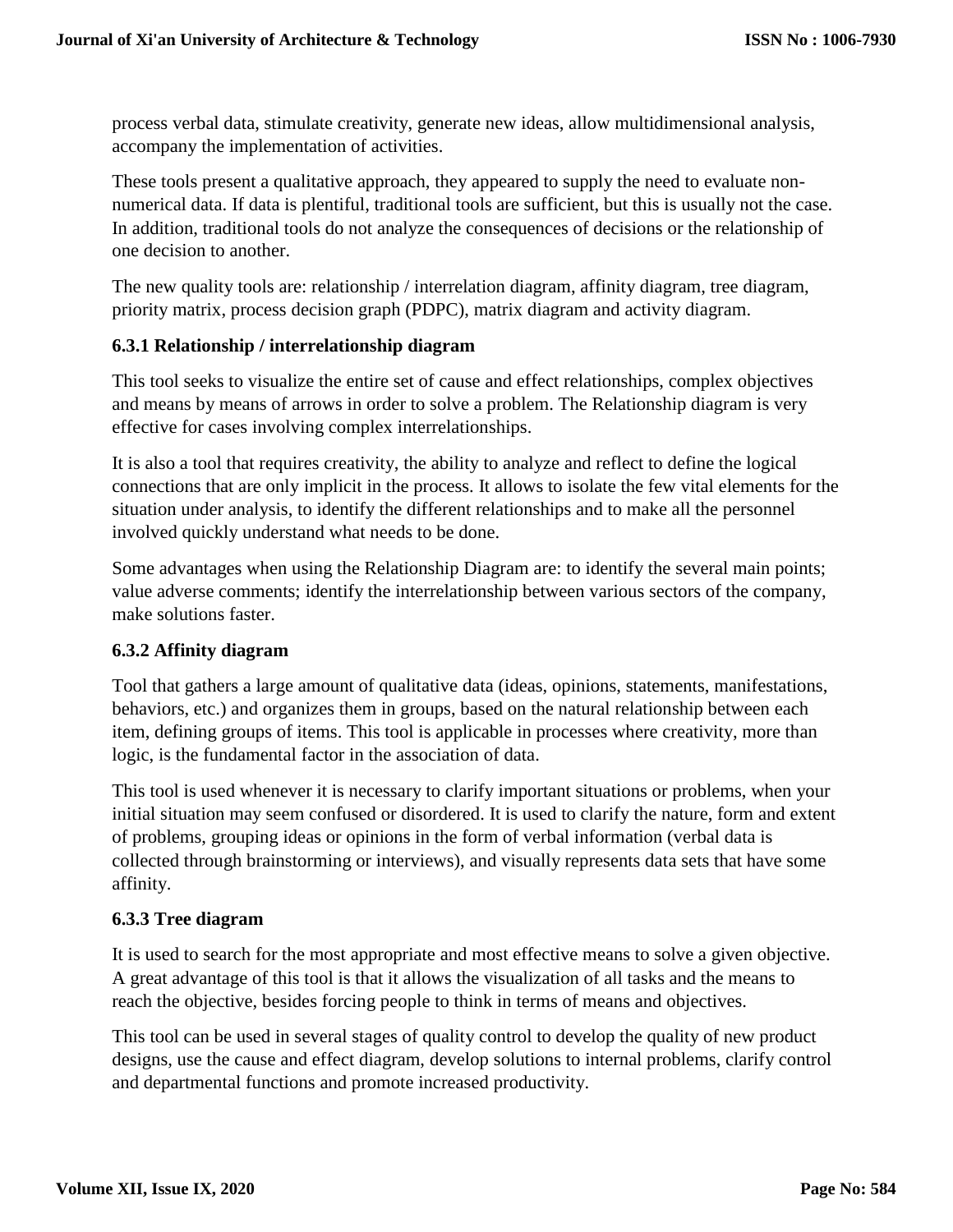process verbal data, stimulate creativity, generate new ideas, allow multidimensional analysis, accompany the implementation of activities.

These tools present a qualitative approach, they appeared to supply the need to evaluate non-numerical data. If data is plentiful, traditional tools are sufficient, but this is usually not the case. In addition, traditional tools do not analyze the consequences of decisions or the relationship of one decision to another.

The new quality tools are: relationship / interrelation diagram, affinity diagram, tree diagram, priority matrix, process decision graph (PDPC), matrix diagram and activity diagram.

### 6.3.1 Relationship / interrelationship diagram

This tool seeks to visualize the entire set of cause and effect relationships, complex objectives and means by means of arrows in order to solve a problem. The Relationship diagram is very effective for cases involving complex interrelationships.

It is also a tool that requires creativity, the ability to analyze and reflect to define the logical connections that are only implicit in the process. It allows to isolate the few vital elements for the situation under analysis, to identify the different relationships and to make all the personnel involved quickly understand what needs to be done.

Some advantages when using the Relationship Diagram are: to identify the several main points; value adverse comments; identify the interrelationship between various sectors of the company, make solutions faster.

### 6.3.2 Affinity diagram

Tool that gathers a large amount of qualitative data (ideas, opinions, statements, manifestations, behaviors, etc.) and organizes them in groups, based on the natural relationship between each item, defining groups of items. This tool is applicable in processes where creativity, more than logic, is the fundamental factor in the association of data.

This tool is used whenever it is necessary to clarify important situations or problems, when your initial situation may seem confused or disordered. It is used to clarify the nature, form and extent of problems, grouping ideas or opinions in the form of verbal information (verbal data is collected through brainstorming or interviews), and visually represents data sets that have some affinity.

### 6.3.3 Tree diagram

It is used to search for the most appropriate and most effective means to solve a given objective. A great advantage of this tool is that it allows the visualization of all tasks and the means to reach the objective, besides forcing people to think in terms of means and objectives.

This tool can be used in several stages of quality control to develop the quality of new product designs, use the cause and effect diagram, develop solutions to internal problems, clarify control and departmental functions and promote increased productivity.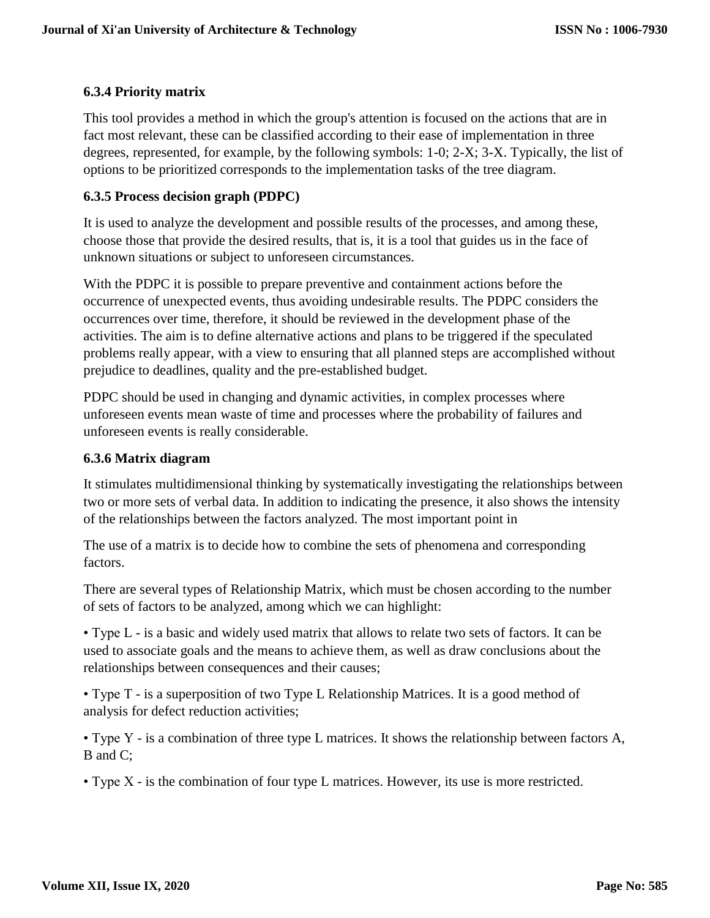### 6.3.4 Priority matrix

This tool provides a method in which the group's attention is focused on the actions that are in fact most relevant, these can be classified according to their ease of implementation in three degrees, represented, for example, by the following symbols: 1-0; 2-X; 3-X. Typically, the list of options to be prioritized corresponds to the implementation tasks of the tree diagram.

### 6.3.5 Process decision graph (PDPC)

It is used to analyze the development and possible results of the processes, and among these, choose those that provide the desired results, that is, it is a tool that guides us in the face of unknown situations or subject to unforeseen circumstances.

With the PDPC it is possible to prepare preventive and containment actions before the occurrence of unexpected events, thus avoiding undesirable results. The PDPC considers the occurrences over time, therefore, it should be reviewed in the development phase of the activities. The aim is to define alternative actions and plans to be triggered if the speculated problems really appear, with a view to ensuring that all planned steps are accomplished without prejudice to deadlines, quality and the pre-established budget.

PDPC should be used in changing and dynamic activities, in complex processes where unforeseen events mean waste of time and processes where the probability of failures and unforeseen events is really considerable.

### 6.3.6 Matrix diagram

It stimulates multidimensional thinking by systematically investigating the relationships between two or more sets of verbal data. In addition to indicating the presence, it also shows the intensity of the relationships between the factors analyzed. The most important point in

The use of a matrix is to decide how to combine the sets of phenomena and corresponding factors.

There are several types of Relationship Matrix, which must be chosen according to the number of sets of factors to be analyzed, among which we can highlight:

- Type L - is a basic and widely used matrix that allows to relate two sets of factors. It can be used to associate goals and the means to achieve them, as well as draw conclusions about the relationships between consequences and their causes;

- Type T - is a superposition of two Type L Relationship Matrices. It is a good method of analysis for defect reduction activities;

- Type Y - is a combination of three type L matrices. It shows the relationship between factors A, B and C;

- Type X - is the combination of four type L matrices. However, its use is more restricted.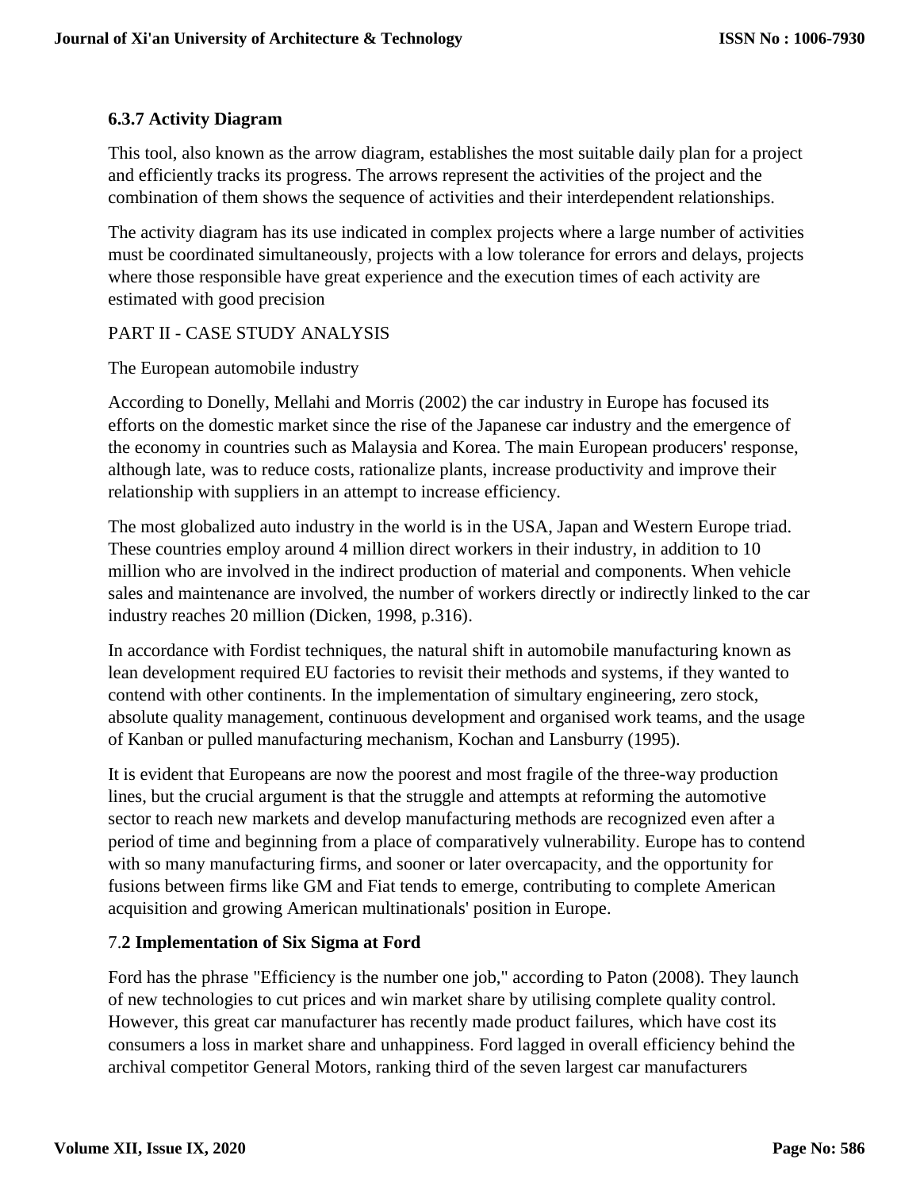### 6.3.7 Activity Diagram

This tool, also known as the arrow diagram, establishes the most suitable daily plan for a project and efficiently tracks its progress. The arrows represent the activities of the project and the combination of them shows the sequence of activities and their interdependent relationships.

The activity diagram has its use indicated in complex projects where a large number of activities must be coordinated simultaneously, projects with a low tolerance for errors and delays, projects where those responsible have great experience and the execution times of each activity are estimated with good precision

PART II - CASE STUDY ANALYSIS

The European automobile industry

According to Donelly, Mellahi and Morris (2002) the car industry in Europe has focused its efforts on the domestic market since the rise of the Japanese car industry and the emergence of the economy in countries such as Malaysia and Korea. The main European producers' response, although late, was to reduce costs, rationalize plants, increase productivity and improve their relationship with suppliers in an attempt to increase efficiency.

The most globalized auto industry in the world is in the USA, Japan and Western Europe triad. These countries employ around 4 million direct workers in their industry, in addition to 10 million who are involved in the indirect production of material and components. When vehicle sales and maintenance are involved, the number of workers directly or indirectly linked to the car industry reaches 20 million (Dicken, 1998, p.316).

In accordance with Fordist techniques, the natural shift in automobile manufacturing known as lean development required EU factories to revisit their methods and systems, if they wanted to contend with other continents. In the implementation of simultary engineering, zero stock, absolute quality management, continuous development and organised work teams, and the usage of Kanban or pulled manufacturing mechanism, Kochan and Lansburry (1995).

It is evident that Europeans are now the poorest and most fragile of the three-way production lines, but the crucial argument is that the struggle and attempts at reforming the automotive sector to reach new markets and develop manufacturing methods are recognized even after a period of time and beginning from a place of comparatively vulnerability. Europe has to contend with so many manufacturing firms, and sooner or later overcapacity, and the opportunity for fusions between firms like GM and Fiat tends to emerge, contributing to complete American acquisition and growing American multinationals' position in Europe.

### 7.2 Implementation of Six Sigma at Ford

Ford has the phrase "Efficiency is the number one job," according to Paton (2008). They launch of new technologies to cut prices and win market share by utilising complete quality control. However, this great car manufacturer has recently made product failures, which have cost its consumers a loss in market share and unhappiness. Ford lagged in overall efficiency behind the archival competitor General Motors, ranking third of the seven largest car manufacturers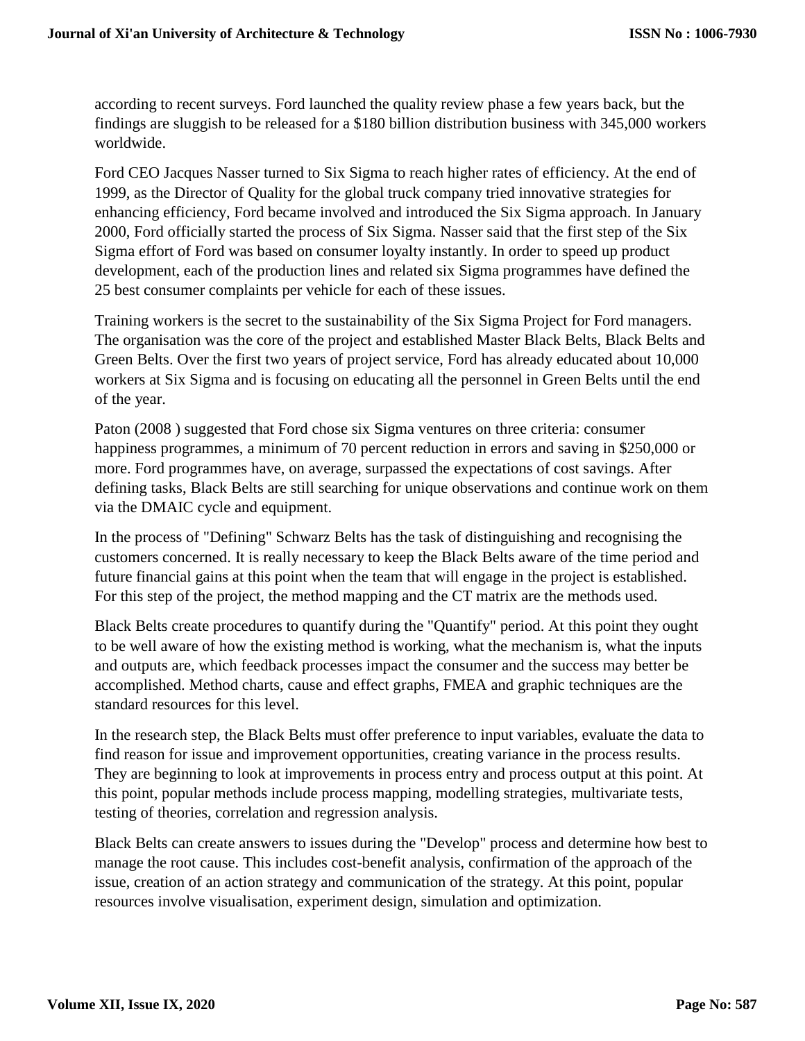according to recent surveys. Ford launched the quality review phase a few years back, but the findings are sluggish to be released for a $180 billion distribution business with 345,000 workers worldwide.

Ford CEO Jacques Nasser turned to Six Sigma to reach higher rates of efficiency. At the end of 1999, as the Director of Quality for the global truck company tried innovative strategies for enhancing efficiency, Ford became involved and introduced the Six Sigma approach. In January 2000, Ford officially started the process of Six Sigma. Nasser said that the first step of the Six Sigma effort of Ford was based on consumer loyalty instantly. In order to speed up product development, each of the production lines and related six Sigma programmes have defined the 25 best consumer complaints per vehicle for each of these issues.

Training workers is the secret to the sustainability of the Six Sigma Project for Ford managers. The organisation was the core of the project and established Master Black Belts, Black Belts and Green Belts. Over the first two years of project service, Ford has already educated about 10,000 workers at Six Sigma and is focusing on educating all the personnel in Green Belts until the end of the year.

Paton (2008 ) suggested that Ford chose six Sigma ventures on three criteria: consumer happiness programmes, a minimum of 70 percent reduction in errors and saving in $250,000 or more. Ford programmes have, on average, surpassed the expectations of cost savings. After defining tasks, Black Belts are still searching for unique observations and continue work on them via the DMAIC cycle and equipment.

In the process of "Defining" Schwarz Belts has the task of distinguishing and recognising the customers concerned. It is really necessary to keep the Black Belts aware of the time period and future financial gains at this point when the team that will engage in the project is established. For this step of the project, the method mapping and the CT matrix are the methods used.

Black Belts create procedures to quantify during the "Quantify" period. At this point they ought to be well aware of how the existing method is working, what the mechanism is, what the inputs and outputs are, which feedback processes impact the consumer and the success may better be accomplished. Method charts, cause and effect graphs, FMEA and graphic techniques are the standard resources for this level.

In the research step, the Black Belts must offer preference to input variables, evaluate the data to find reason for issue and improvement opportunities, creating variance in the process results. They are beginning to look at improvements in process entry and process output at this point. At this point, popular methods include process mapping, modelling strategies, multivariate tests, testing of theories, correlation and regression analysis.

Black Belts can create answers to issues during the "Develop" process and determine how best to manage the root cause. This includes cost-benefit analysis, confirmation of the approach of the issue, creation of an action strategy and communication of the strategy. At this point, popular resources involve visualisation, experiment design, simulation and optimization.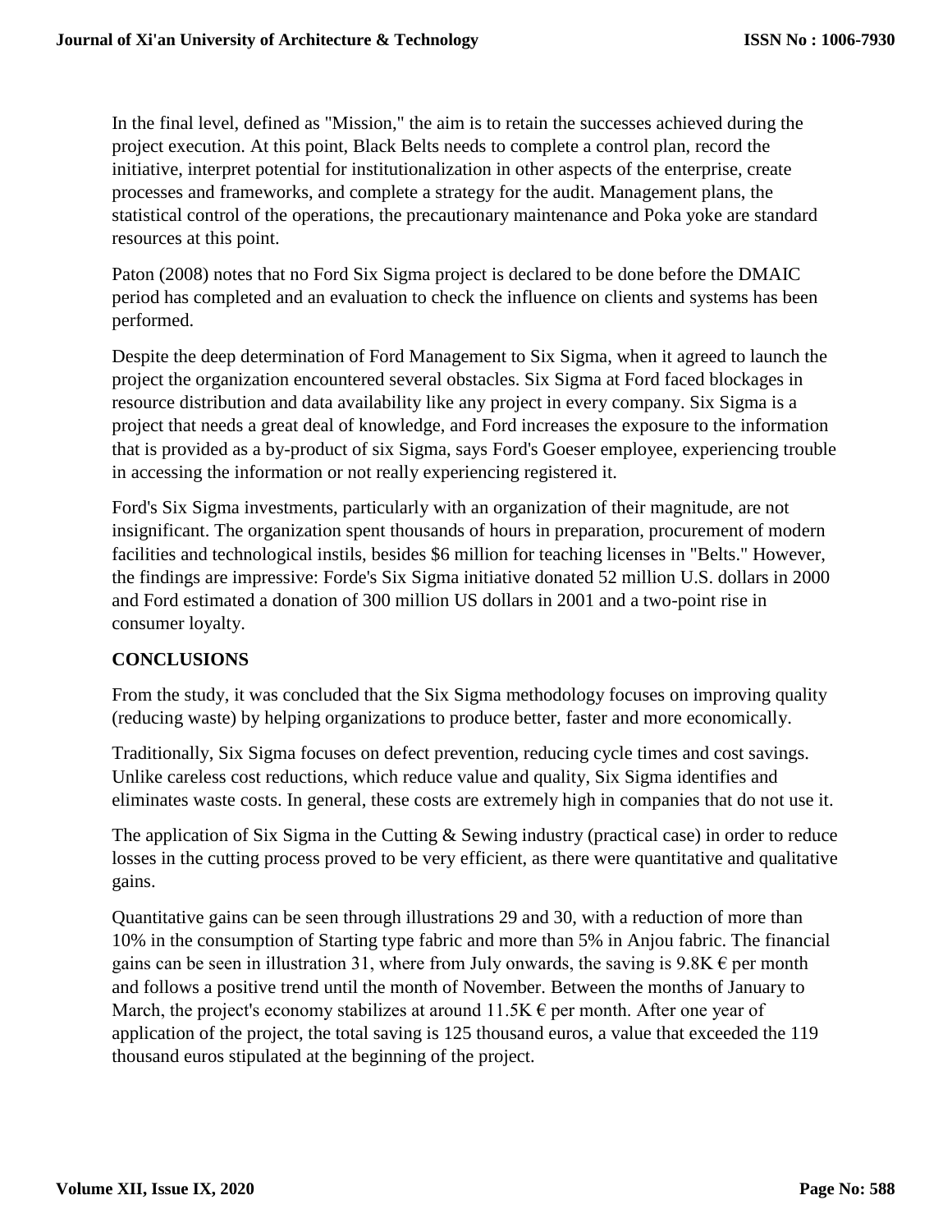In the final level, defined as "Mission," the aim is to retain the successes achieved during the project execution. At this point, Black Belts needs to complete a control plan, record the initiative, interpret potential for institutionalization in other aspects of the enterprise, create processes and frameworks, and complete a strategy for the audit. Management plans, the statistical control of the operations, the precautionary maintenance and Poka yoke are standard resources at this point.

Paton (2008) notes that no Ford Six Sigma project is declared to be done before the DMAIC period has completed and an evaluation to check the influence on clients and systems has been performed.

Despite the deep determination of Ford Management to Six Sigma, when it agreed to launch the project the organization encountered several obstacles. Six Sigma at Ford faced blockages in resource distribution and data availability like any project in every company. Six Sigma is a project that needs a great deal of knowledge, and Ford increases the exposure to the information that is provided as a by-product of six Sigma, says Ford's Goeser employee, experiencing trouble in accessing the information or not really experiencing registered it.

Ford's Six Sigma investments, particularly with an organization of their magnitude, are not insignificant. The organization spent thousands of hours in preparation, procurement of modern facilities and technological instils, besides $6 million for teaching licenses in "Belts." However, the findings are impressive: Forde's Six Sigma initiative donated 52 million U.S. dollars in 2000 and Ford estimated a donation of 300 million US dollars in 2001 and a two-point rise in consumer loyalty.

## CONCLUSIONS

From the study, it was concluded that the Six Sigma methodology focuses on improving quality (reducing waste) by helping organizations to produce better, faster and more economically.

Traditionally, Six Sigma focuses on defect prevention, reducing cycle times and cost savings. Unlike careless cost reductions, which reduce value and quality, Six Sigma identifies and eliminates waste costs. In general, these costs are extremely high in companies that do not use it.

The application of Six Sigma in the Cutting & Sewing industry (practical case) in order to reduce losses in the cutting process proved to be very efficient, as there were quantitative and qualitative gains.

Quantitative gains can be seen through illustrations 29 and 30, with a reduction of more than 10% in the consumption of Starting type fabric and more than 5% in Anjou fabric. The financial gains can be seen in illustration 31, where from July onwards, the saving is 9.8K € per month and follows a positive trend until the month of November. Between the months of January to March, the project's economy stabilizes at around 11.5K € per month. After one year of application of the project, the total saving is 125 thousand euros, a value that exceeded the 119 thousand euros stipulated at the beginning of the project.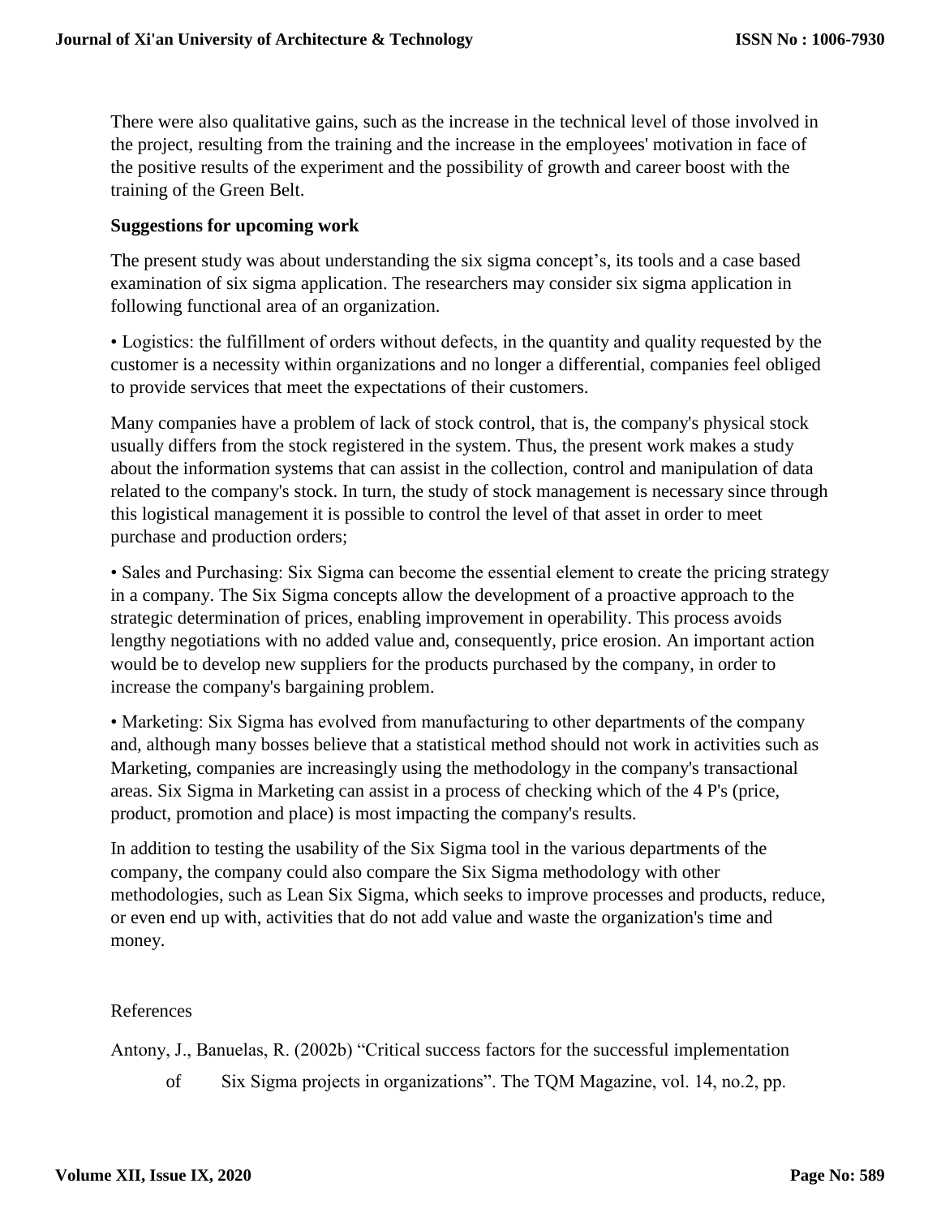There were also qualitative gains, such as the increase in the technical level of those involved in the project, resulting from the training and the increase in the employees' motivation in face of the positive results of the experiment and the possibility of growth and career boost with the training of the Green Belt.

**Suggestions for upcoming work**

The present study was about understanding the six sigma concept's, its tools and a case based examination of six sigma application. The researchers may consider six sigma application in following functional area of an organization.

• Logistics: the fulfillment of orders without defects, in the quantity and quality requested by the customer is a necessity within organizations and no longer a differential, companies feel obliged to provide services that meet the expectations of their customers.

Many companies have a problem of lack of stock control, that is, the company's physical stock usually differs from the stock registered in the system. Thus, the present work makes a study about the information systems that can assist in the collection, control and manipulation of data related to the company's stock. In turn, the study of stock management is necessary since through this logistical management it is possible to control the level of that asset in order to meet purchase and production orders;

• Sales and Purchasing: Six Sigma can become the essential element to create the pricing strategy in a company. The Six Sigma concepts allow the development of a proactive approach to the strategic determination of prices, enabling improvement in operability. This process avoids lengthy negotiations with no added value and, consequently, price erosion. An important action would be to develop new suppliers for the products purchased by the company, in order to increase the company's bargaining problem.

• Marketing: Six Sigma has evolved from manufacturing to other departments of the company and, although many bosses believe that a statistical method should not work in activities such as Marketing, companies are increasingly using the methodology in the company's transactional areas. Six Sigma in Marketing can assist in a process of checking which of the 4 P's (price, product, promotion and place) is most impacting the company's results.

In addition to testing the usability of the Six Sigma tool in the various departments of the company, the company could also compare the Six Sigma methodology with other methodologies, such as Lean Six Sigma, which seeks to improve processes and products, reduce, or even end up with, activities that do not add value and waste the organization's time and money.

References

Antony, J., Banuelas, R. (2002b) "Critical success factors for the successful implementation of Six Sigma projects in organizations". The TQM Magazine, vol. 14, no.2, pp.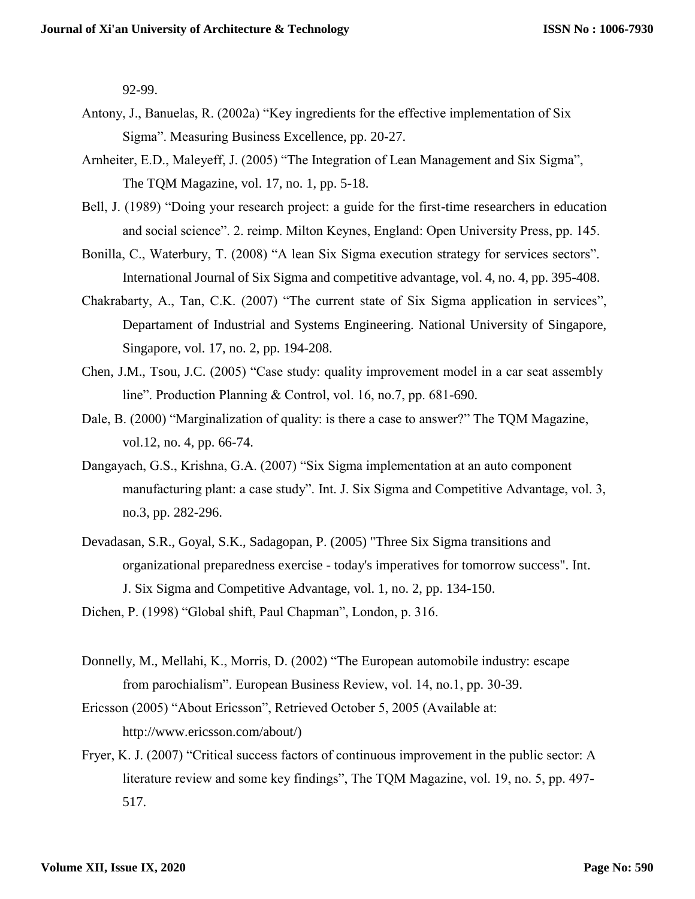92-99.

Antony, J., Banuelas, R. (2002a) “Key ingredients for the effective implementation of Six Sigma”. Measuring Business Excellence, pp. 20-27.

Arnheiter, E.D., Maleyeff, J. (2005) “The Integration of Lean Management and Six Sigma”, The TQM Magazine, vol. 17, no. 1, pp. 5-18.

Bell, J. (1989) “Doing your research project: a guide for the first-time researchers in education and social science”. 2. reimp. Milton Keynes, England: Open University Press, pp. 145.

Bonilla, C., Waterbury, T. (2008) “A lean Six Sigma execution strategy for services sectors”. International Journal of Six Sigma and competitive advantage, vol. 4, no. 4, pp. 395-408.

Chakrabarty, A., Tan, C.K. (2007) “The current state of Six Sigma application in services”, Departament of Industrial and Systems Engineering. National University of Singapore, Singapore, vol. 17, no. 2, pp. 194-208.

Chen, J.M., Tsou, J.C. (2005) “Case study: quality improvement model in a car seat assembly line”. Production Planning & Control, vol. 16, no.7, pp. 681-690.

Dale, B. (2000) “Marginalization of quality: is there a case to answer?” The TQM Magazine, vol.12, no. 4, pp. 66-74.

Dangayach, G.S., Krishna, G.A. (2007) “Six Sigma implementation at an auto component manufacturing plant: a case study”. Int. J. Six Sigma and Competitive Advantage, vol. 3, no.3, pp. 282-296.

Devadasan, S.R., Goyal, S.K., Sadagopan, P. (2005) "Three Six Sigma transitions and organizational preparedness exercise - today's imperatives for tomorrow success". Int. J. Six Sigma and Competitive Advantage, vol. 1, no. 2, pp. 134-150.

Dichen, P. (1998) “Global shift, Paul Chapman”, London, p. 316.

Donnelly, M., Mellahi, K., Morris, D. (2002) “The European automobile industry: escape from parochialism”. European Business Review, vol. 14, no.1, pp. 30-39.

Ericsson (2005) “About Ericsson”, Retrieved October 5, 2005 (Available at: http://www.ericsson.com/about/)

Fryer, K. J. (2007) “Critical success factors of continuous improvement in the public sector: A literature review and some key findings”, The TQM Magazine, vol. 19, no. 5, pp. 497-517.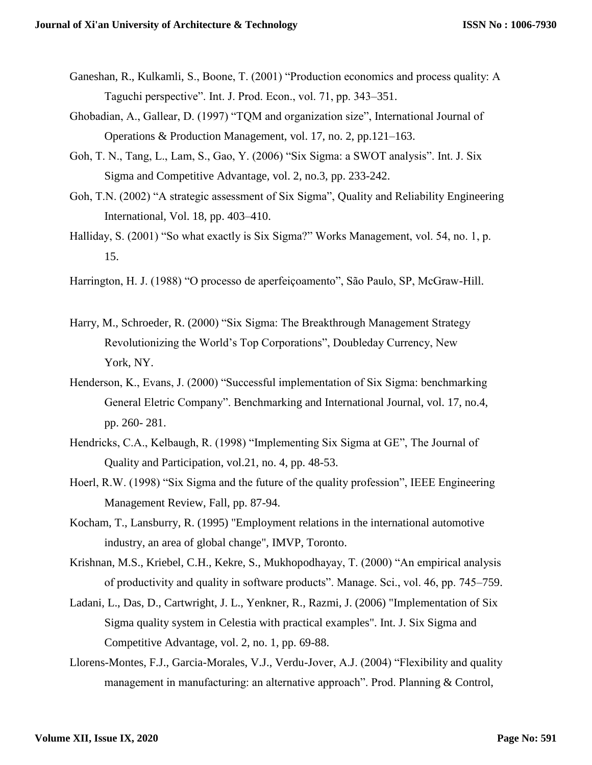Ganeshan, R., Kulkamli, S., Boone, T. (2001) "Production economics and process quality: A Taguchi perspective". Int. J. Prod. Econ., vol. 71, pp. 343–351.

Ghobadian, A., Gallear, D. (1997) "TQM and organization size", International Journal of Operations & Production Management, vol. 17, no. 2, pp.121–163.

Goh, T. N., Tang, L., Lam, S., Gao, Y. (2006) "Six Sigma: a SWOT analysis". Int. J. Six Sigma and Competitive Advantage, vol. 2, no.3, pp. 233-242.

Goh, T.N. (2002) "A strategic assessment of Six Sigma", Quality and Reliability Engineering International, Vol. 18, pp. 403–410.

Halliday, S. (2001) "So what exactly is Six Sigma?" Works Management, vol. 54, no. 1, p. 15.

Harrington, H. J. (1988) "O processo de aperfeiçoamento", São Paulo, SP, McGraw-Hill.

Harry, M., Schroeder, R. (2000) "Six Sigma: The Breakthrough Management Strategy Revolutionizing the World's Top Corporations", Doubleday Currency, New York, NY.

Henderson, K., Evans, J. (2000) "Successful implementation of Six Sigma: benchmarking General Eletric Company". Benchmarking and International Journal, vol. 17, no.4, pp. 260- 281.

Hendricks, C.A., Kelbaugh, R. (1998) "Implementing Six Sigma at GE", The Journal of Quality and Participation, vol.21, no. 4, pp. 48-53.

Hoerl, R.W. (1998) "Six Sigma and the future of the quality profession", IEEE Engineering Management Review, Fall, pp. 87-94.

Kocham, T., Lansburry, R. (1995) "Employment relations in the international automotive industry, an area of global change", IMVP, Toronto.

Krishnan, M.S., Kriebel, C.H., Kekre, S., Mukhopodhayay, T. (2000) "An empirical analysis of productivity and quality in software products". Manage. Sci., vol. 46, pp. 745–759.

Ladani, L., Das, D., Cartwright, J. L., Yenkner, R., Razmi, J. (2006) "Implementation of Six Sigma quality system in Celestia with practical examples". Int. J. Six Sigma and Competitive Advantage, vol. 2, no. 1, pp. 69-88.

Llorens-Montes, F.J., Garcia-Morales, V.J., Verdu-Jover, A.J. (2004) "Flexibility and quality management in manufacturing: an alternative approach". Prod. Planning & Control,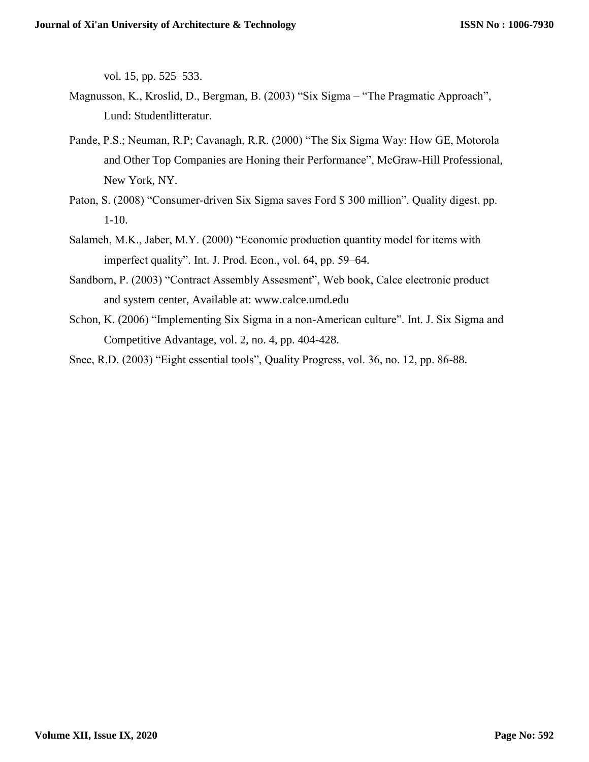vol. 15, pp. 525–533.

Magnusson, K., Kroslid, D., Bergman, B. (2003) "Six Sigma – "The Pragmatic Approach", Lund: Studentlitteratur.

Pande, P.S.; Neuman, R.P; Cavanagh, R.R. (2000) "The Six Sigma Way: How GE, Motorola and Other Top Companies are Honing their Performance", McGraw-Hill Professional, New York, NY.

Paton, S. (2008) "Consumer-driven Six Sigma saves Ford $ 300 million". Quality digest, pp. 1-10.

Salameh, M.K., Jaber, M.Y. (2000) "Economic production quantity model for items with imperfect quality". Int. J. Prod. Econ., vol. 64, pp. 59–64.

Sandborn, P. (2003) "Contract Assembly Assesment", Web book, Calce electronic product and system center, Available at: www.calce.umd.edu

Schon, K. (2006) "Implementing Six Sigma in a non-American culture". Int. J. Six Sigma and Competitive Advantage, vol. 2, no. 4, pp. 404-428.

Snee, R.D. (2003) "Eight essential tools", Quality Progress, vol. 36, no. 12, pp. 86-88.